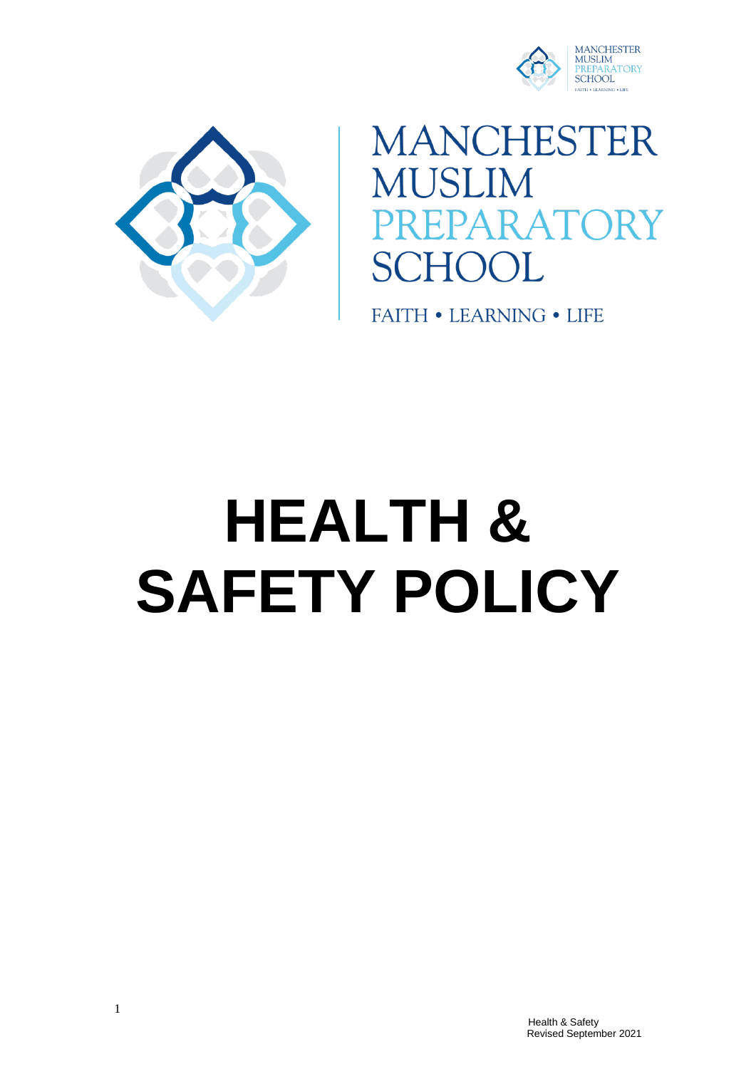MANCHESTER MUSLIM PREPARATORY SCHOOL

FAITH • LEARNING • LIFE

# HEALTH & SAFETY POLICY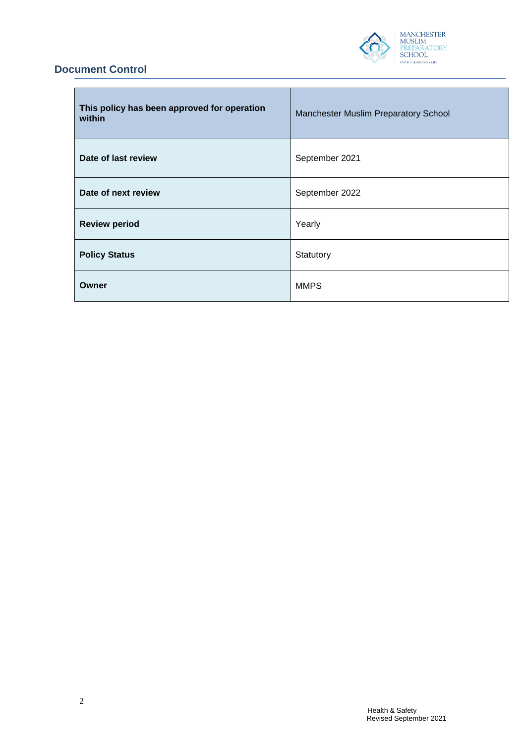## Document Control

| This policy has been approved for operation within | Manchester Muslim Preparatory School |
|---|---|
| **Date of last review** | September 2021 |
| **Date of next review** | September 2022 |
| **Review period** | Yearly |
| **Policy Status** | Statutory |
| **Owner** | MMPS |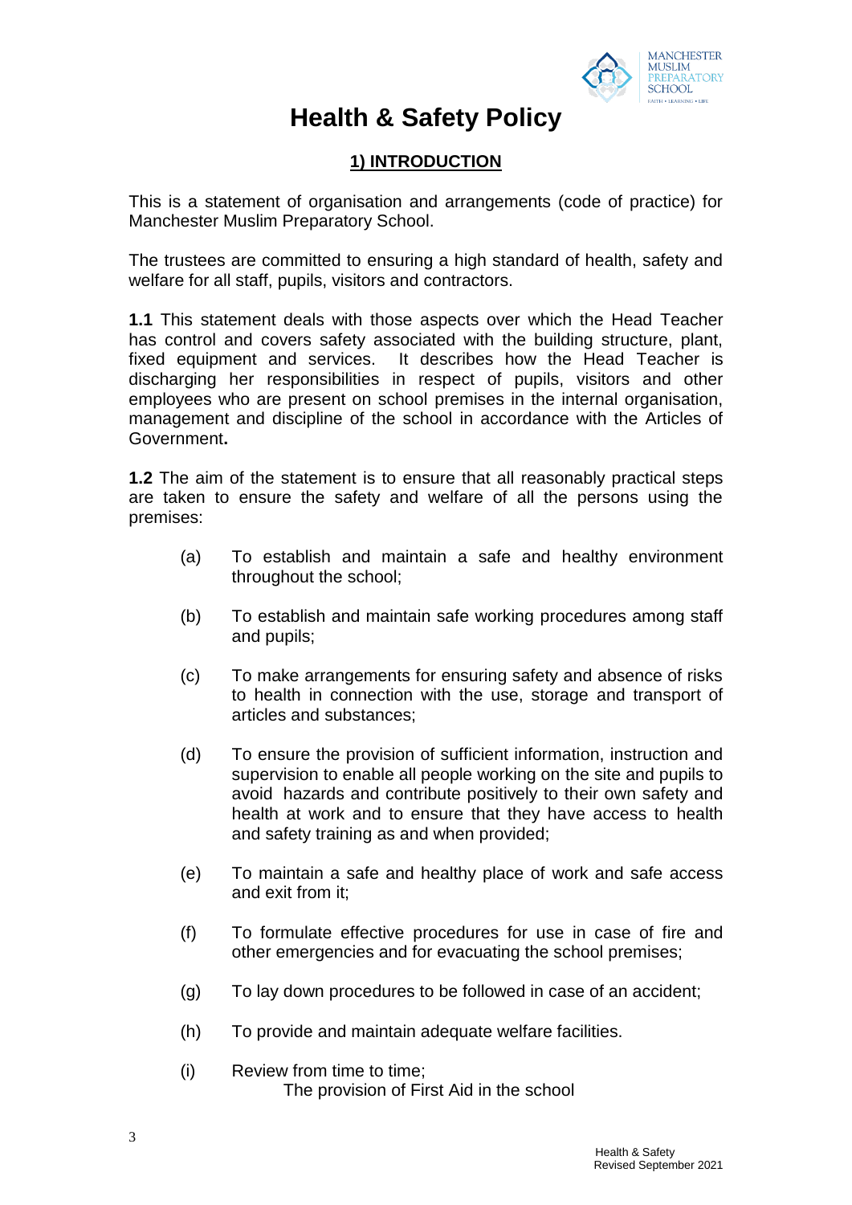# Health & Safety Policy

## 1) INTRODUCTION

This is a statement of organisation and arrangements (code of practice) for Manchester Muslim Preparatory School.

The trustees are committed to ensuring a high standard of health, safety and welfare for all staff, pupils, visitors and contractors.

**1.1** This statement deals with those aspects over which the Head Teacher has control and covers safety associated with the building structure, plant, fixed equipment and services. It describes how the Head Teacher is discharging her responsibilities in respect of pupils, visitors and other employees who are present on school premises in the internal organisation, management and discipline of the school in accordance with the Articles of Government**.**

**1.2** The aim of the statement is to ensure that all reasonably practical steps are taken to ensure the safety and welfare of all the persons using the premises:

(a) To establish and maintain a safe and healthy environment throughout the school;

(b) To establish and maintain safe working procedures among staff and pupils;

(c) To make arrangements for ensuring safety and absence of risks to health in connection with the use, storage and transport of articles and substances;

(d) To ensure the provision of sufficient information, instruction and supervision to enable all people working on the site and pupils to avoid hazards and contribute positively to their own safety and health at work and to ensure that they have access to health and safety training as and when provided;

(e) To maintain a safe and healthy place of work and safe access and exit from it;

(f) To formulate effective procedures for use in case of fire and other emergencies and for evacuating the school premises;

(g) To lay down procedures to be followed in case of an accident;

(h) To provide and maintain adequate welfare facilities.

(i) Review from time to time;
The provision of First Aid in the school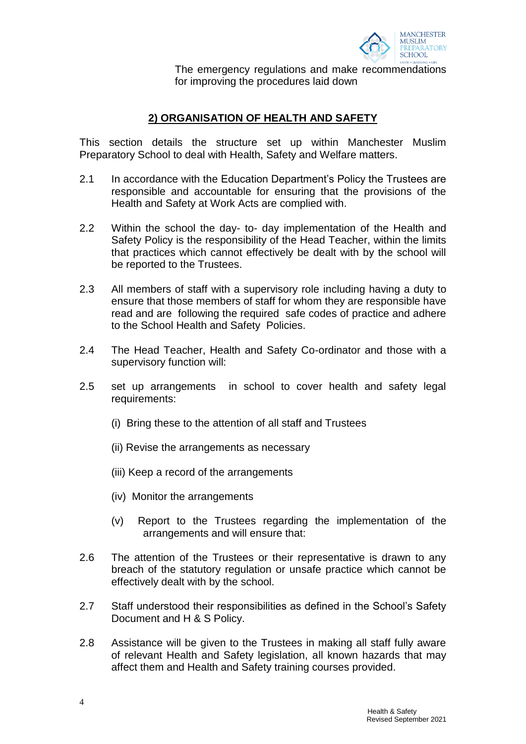The emergency regulations and make recommendations for improving the procedures laid down

## 2) ORGANISATION OF HEALTH AND SAFETY

This section details the structure set up within Manchester Muslim Preparatory School to deal with Health, Safety and Welfare matters.

2.1 In accordance with the Education Department's Policy the Trustees are responsible and accountable for ensuring that the provisions of the Health and Safety at Work Acts are complied with.

2.2 Within the school the day- to- day implementation of the Health and Safety Policy is the responsibility of the Head Teacher, within the limits that practices which cannot effectively be dealt with by the school will be reported to the Trustees.

2.3 All members of staff with a supervisory role including having a duty to ensure that those members of staff for whom they are responsible have read and are following the required safe codes of practice and adhere to the School Health and Safety Policies.

2.4 The Head Teacher, Health and Safety Co-ordinator and those with a supervisory function will:

2.5 set up arrangements in school to cover health and safety legal requirements:

(i) Bring these to the attention of all staff and Trustees

(ii) Revise the arrangements as necessary

(iii) Keep a record of the arrangements

(iv) Monitor the arrangements

(v) Report to the Trustees regarding the implementation of the arrangements and will ensure that:

2.6 The attention of the Trustees or their representative is drawn to any breach of the statutory regulation or unsafe practice which cannot be effectively dealt with by the school.

2.7 Staff understood their responsibilities as defined in the School's Safety Document and H & S Policy.

2.8 Assistance will be given to the Trustees in making all staff fully aware of relevant Health and Safety legislation, all known hazards that may affect them and Health and Safety training courses provided.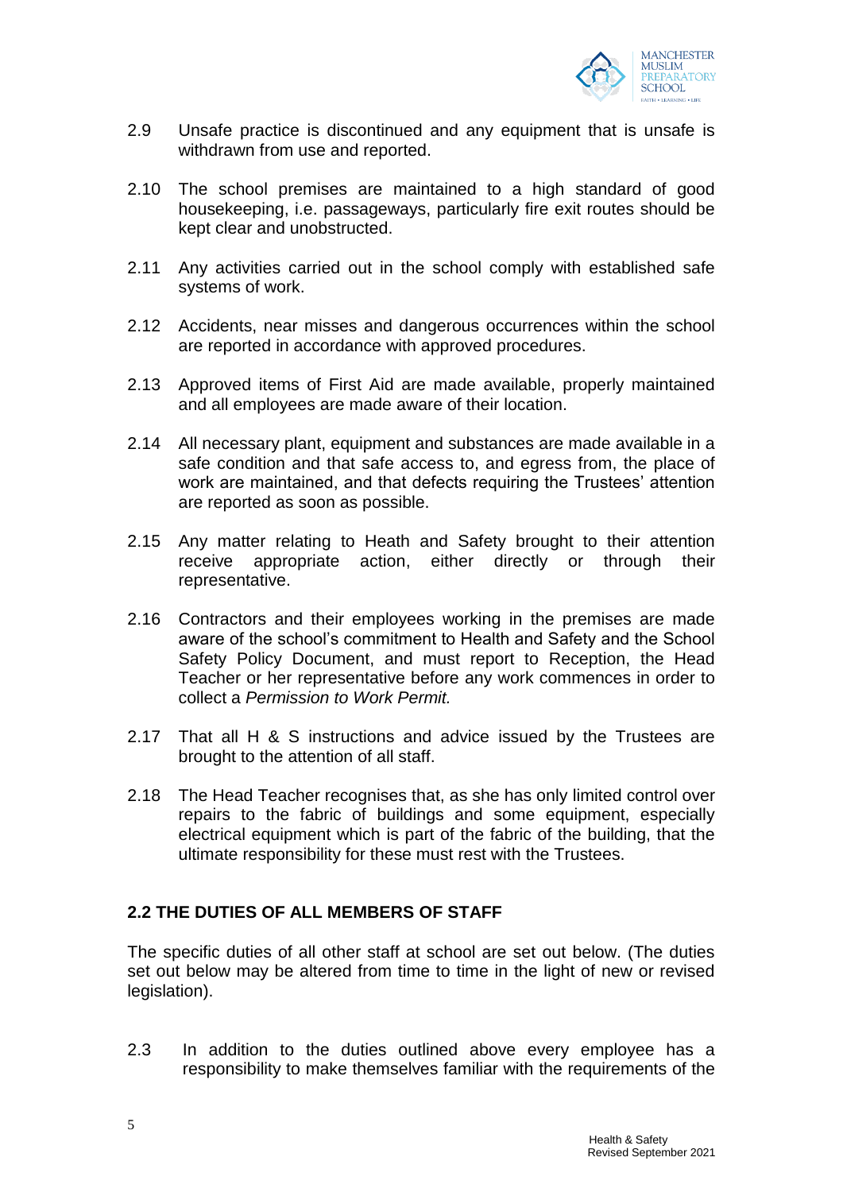2.9 Unsafe practice is discontinued and any equipment that is unsafe is withdrawn from use and reported.

2.10 The school premises are maintained to a high standard of good housekeeping, i.e. passageways, particularly fire exit routes should be kept clear and unobstructed.

2.11 Any activities carried out in the school comply with established safe systems of work.

2.12 Accidents, near misses and dangerous occurrences within the school are reported in accordance with approved procedures.

2.13 Approved items of First Aid are made available, properly maintained and all employees are made aware of their location.

2.14 All necessary plant, equipment and substances are made available in a safe condition and that safe access to, and egress from, the place of work are maintained, and that defects requiring the Trustees' attention are reported as soon as possible.

2.15 Any matter relating to Heath and Safety brought to their attention receive appropriate action, either directly or through their representative.

2.16 Contractors and their employees working in the premises are made aware of the school's commitment to Health and Safety and the School Safety Policy Document, and must report to Reception, the Head Teacher or her representative before any work commences in order to collect a *Permission to Work Permit.*

2.17 That all H & S instructions and advice issued by the Trustees are brought to the attention of all staff.

2.18 The Head Teacher recognises that, as she has only limited control over repairs to the fabric of buildings and some equipment, especially electrical equipment which is part of the fabric of the building, that the ultimate responsibility for these must rest with the Trustees.

## 2.2 THE DUTIES OF ALL MEMBERS OF STAFF

The specific duties of all other staff at school are set out below. (The duties set out below may be altered from time to time in the light of new or revised legislation).

2.3 In addition to the duties outlined above every employee has a responsibility to make themselves familiar with the requirements of the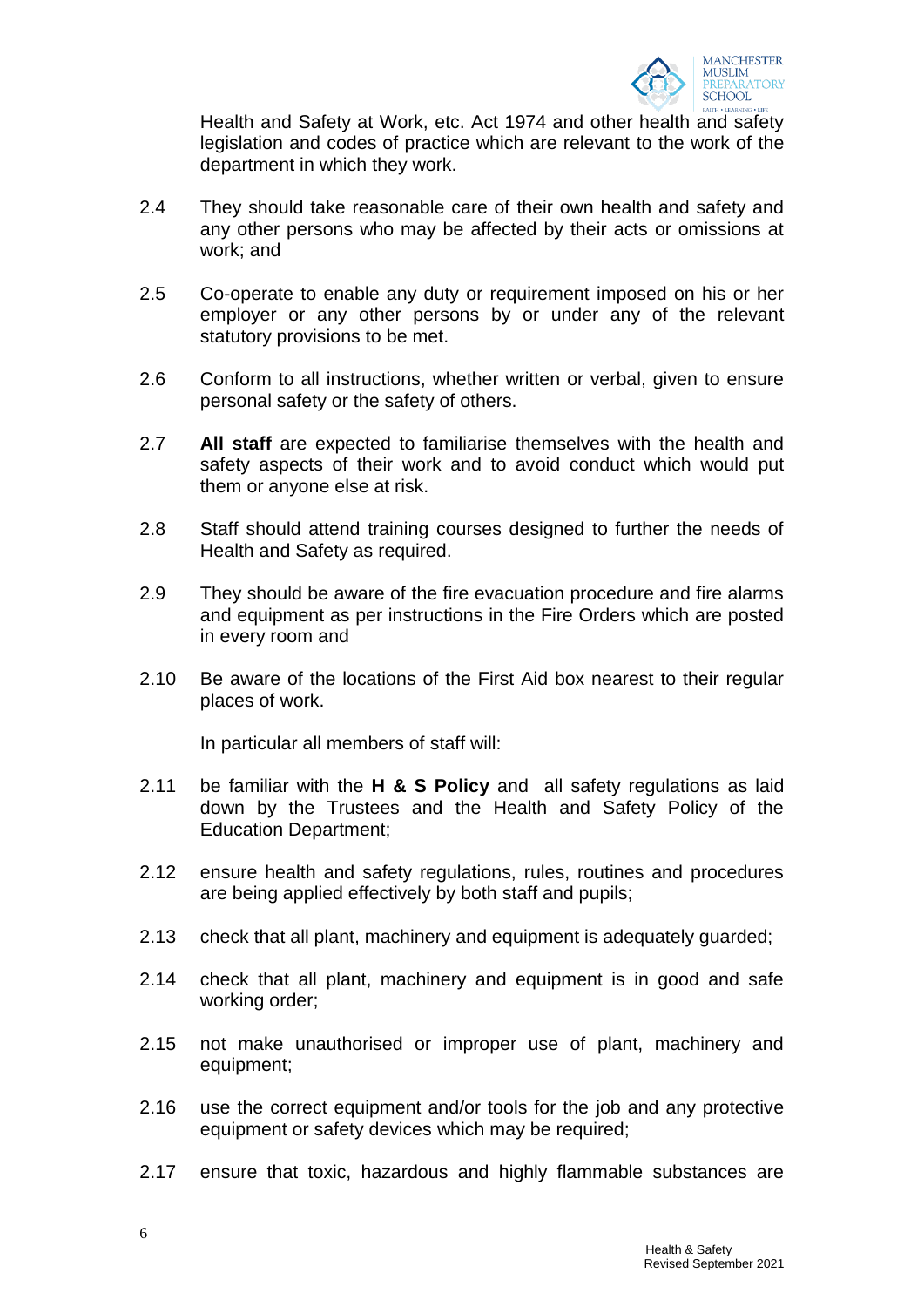Health and Safety at Work, etc. Act 1974 and other health and safety legislation and codes of practice which are relevant to the work of the department in which they work.

2.4 They should take reasonable care of their own health and safety and any other persons who may be affected by their acts or omissions at work; and

2.5 Co-operate to enable any duty or requirement imposed on his or her employer or any other persons by or under any of the relevant statutory provisions to be met.

2.6 Conform to all instructions, whether written or verbal, given to ensure personal safety or the safety of others.

2.7 **All staff** are expected to familiarise themselves with the health and safety aspects of their work and to avoid conduct which would put them or anyone else at risk.

2.8 Staff should attend training courses designed to further the needs of Health and Safety as required.

2.9 They should be aware of the fire evacuation procedure and fire alarms and equipment as per instructions in the Fire Orders which are posted in every room and

2.10 Be aware of the locations of the First Aid box nearest to their regular places of work.

In particular all members of staff will:

2.11 be familiar with the **H & S Policy** and all safety regulations as laid down by the Trustees and the Health and Safety Policy of the Education Department;

2.12 ensure health and safety regulations, rules, routines and procedures are being applied effectively by both staff and pupils;

2.13 check that all plant, machinery and equipment is adequately guarded;

2.14 check that all plant, machinery and equipment is in good and safe working order;

2.15 not make unauthorised or improper use of plant, machinery and equipment;

2.16 use the correct equipment and/or tools for the job and any protective equipment or safety devices which may be required;

2.17 ensure that toxic, hazardous and highly flammable substances are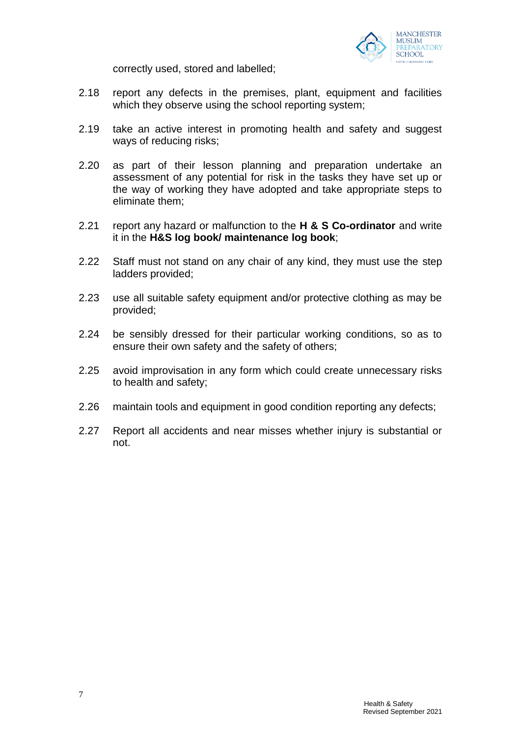correctly used, stored and labelled;

2.18 report any defects in the premises, plant, equipment and facilities which they observe using the school reporting system;

2.19 take an active interest in promoting health and safety and suggest ways of reducing risks;

2.20 as part of their lesson planning and preparation undertake an assessment of any potential for risk in the tasks they have set up or the way of working they have adopted and take appropriate steps to eliminate them;

2.21 report any hazard or malfunction to the **H & S Co-ordinator** and write it in the **H&S log book/ maintenance log book**;

2.22 Staff must not stand on any chair of any kind, they must use the step ladders provided;

2.23 use all suitable safety equipment and/or protective clothing as may be provided;

2.24 be sensibly dressed for their particular working conditions, so as to ensure their own safety and the safety of others;

2.25 avoid improvisation in any form which could create unnecessary risks to health and safety;

2.26 maintain tools and equipment in good condition reporting any defects;

2.27 Report all accidents and near misses whether injury is substantial or not.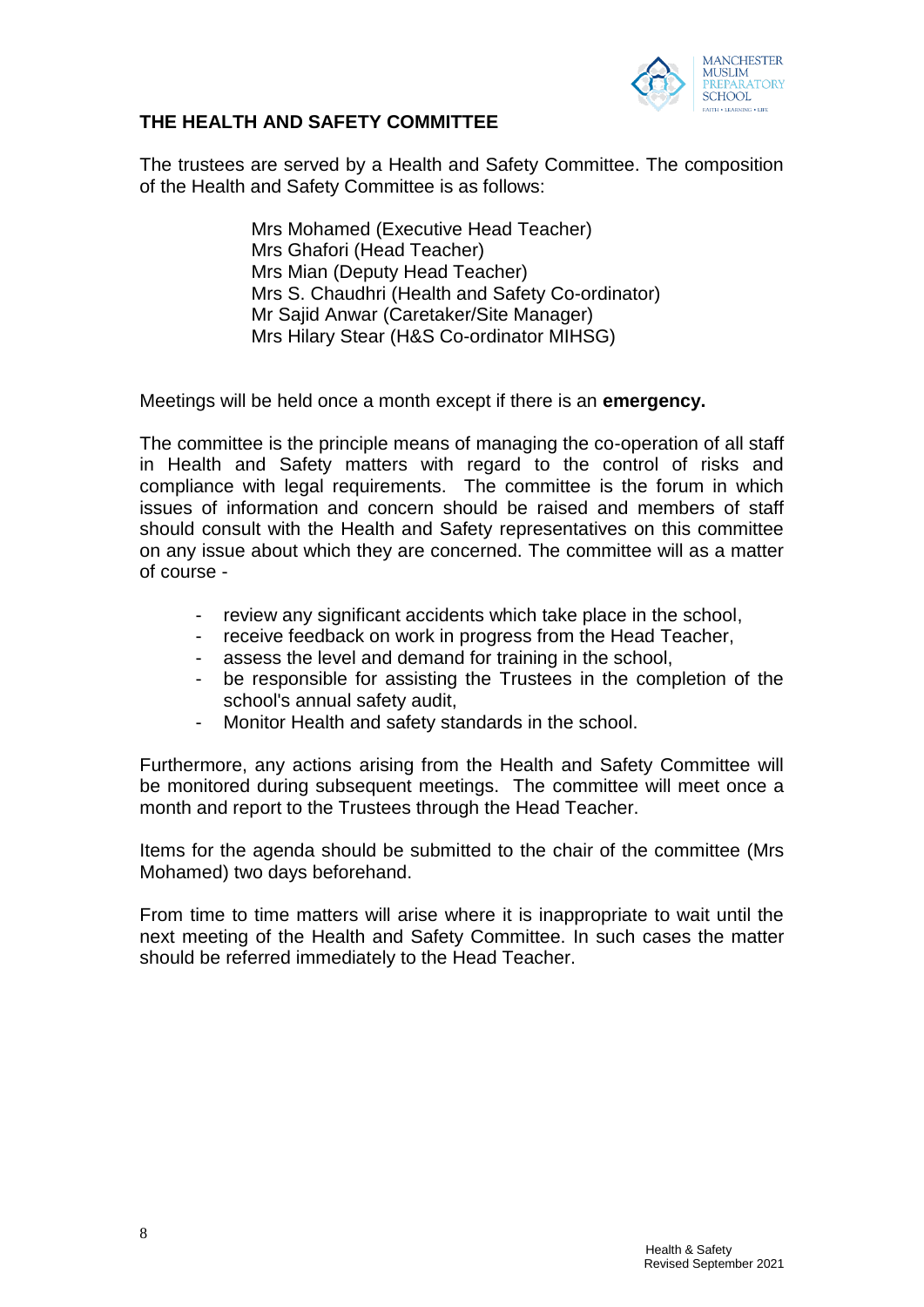## THE HEALTH AND SAFETY COMMITTEE

The trustees are served by a Health and Safety Committee. The composition of the Health and Safety Committee is as follows:

Mrs Mohamed (Executive Head Teacher)
Mrs Ghafori (Head Teacher)
Mrs Mian (Deputy Head Teacher)
Mrs S. Chaudhri (Health and Safety Co-ordinator)
Mr Sajid Anwar (Caretaker/Site Manager)
Mrs Hilary Stear (H&S Co-ordinator MIHSG)

Meetings will be held once a month except if there is an **emergency.**

The committee is the principle means of managing the co-operation of all staff in Health and Safety matters with regard to the control of risks and compliance with legal requirements. The committee is the forum in which issues of information and concern should be raised and members of staff should consult with the Health and Safety representatives on this committee on any issue about which they are concerned. The committee will as a matter of course -

- review any significant accidents which take place in the school,
- receive feedback on work in progress from the Head Teacher,
- assess the level and demand for training in the school,
- be responsible for assisting the Trustees in the completion of the school's annual safety audit,
- Monitor Health and safety standards in the school.

Furthermore, any actions arising from the Health and Safety Committee will be monitored during subsequent meetings. The committee will meet once a month and report to the Trustees through the Head Teacher.

Items for the agenda should be submitted to the chair of the committee (Mrs Mohamed) two days beforehand.

From time to time matters will arise where it is inappropriate to wait until the next meeting of the Health and Safety Committee. In such cases the matter should be referred immediately to the Head Teacher.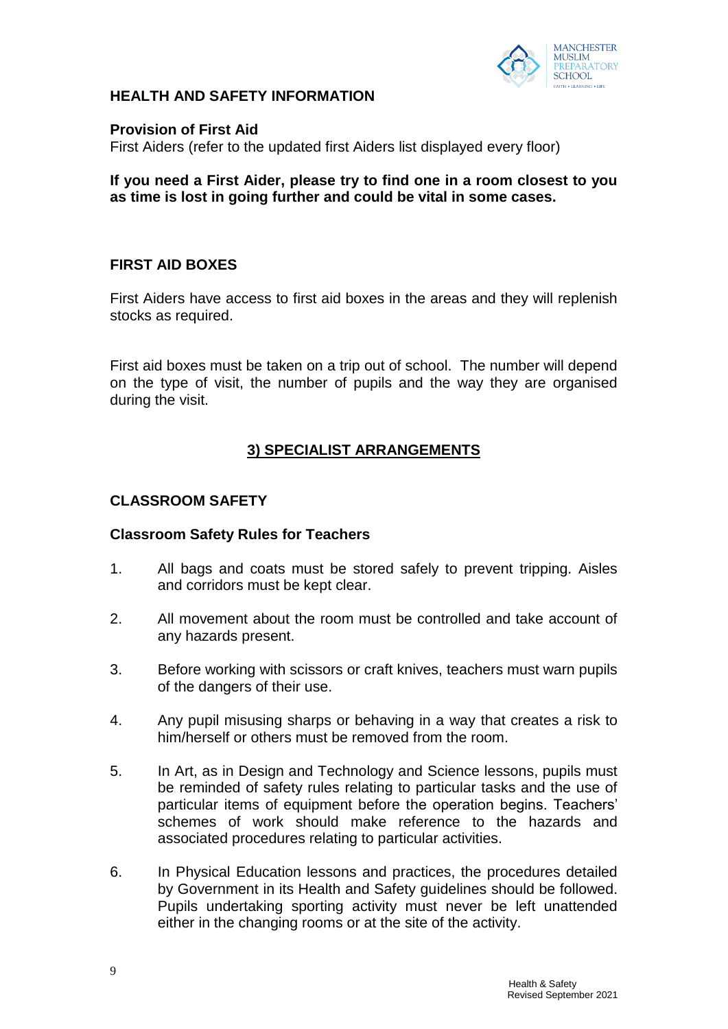## HEALTH AND SAFETY INFORMATION

**Provision of First Aid**

First Aiders (refer to the updated first Aiders list displayed every floor)

**If you need a First Aider, please try to find one in a room closest to you as time is lost in going further and could be vital in some cases.**

## FIRST AID BOXES

First Aiders have access to first aid boxes in the areas and they will replenish stocks as required.

First aid boxes must be taken on a trip out of school. The number will depend on the type of visit, the number of pupils and the way they are organised during the visit.

## 3) SPECIALIST ARRANGEMENTS

## CLASSROOM SAFETY

**Classroom Safety Rules for Teachers**

1. All bags and coats must be stored safely to prevent tripping. Aisles and corridors must be kept clear.
2. All movement about the room must be controlled and take account of any hazards present.
3. Before working with scissors or craft knives, teachers must warn pupils of the dangers of their use.
4. Any pupil misusing sharps or behaving in a way that creates a risk to him/herself or others must be removed from the room.
5. In Art, as in Design and Technology and Science lessons, pupils must be reminded of safety rules relating to particular tasks and the use of particular items of equipment before the operation begins. Teachers' schemes of work should make reference to the hazards and associated procedures relating to particular activities.
6. In Physical Education lessons and practices, the procedures detailed by Government in its Health and Safety guidelines should be followed. Pupils undertaking sporting activity must never be left unattended either in the changing rooms or at the site of the activity.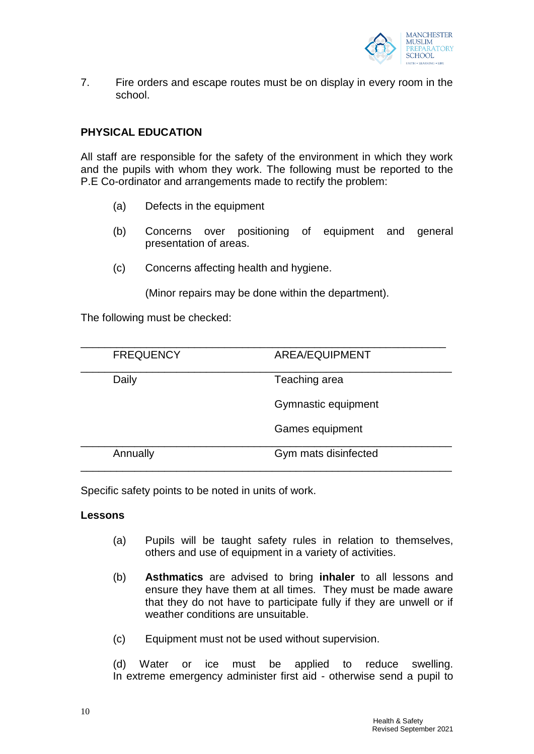7. Fire orders and escape routes must be on display in every room in the school.

**PHYSICAL EDUCATION**

All staff are responsible for the safety of the environment in which they work and the pupils with whom they work. The following must be reported to the P.E Co-ordinator and arrangements made to rectify the problem:

(a) Defects in the equipment

(b) Concerns over positioning of equipment and general presentation of areas.

(c) Concerns affecting health and hygiene.

(Minor repairs may be done within the department).

The following must be checked:

| FREQUENCY | AREA/EQUIPMENT |
|---|---|
| Daily | Teaching area |
| | Gymnastic equipment |
| | Games equipment |
| Annually | Gym mats disinfected |

Specific safety points to be noted in units of work.

**Lessons**

(a) Pupils will be taught safety rules in relation to themselves, others and use of equipment in a variety of activities.

(b) **Asthmatics** are advised to bring **inhaler** to all lessons and ensure they have them at all times. They must be made aware that they do not have to participate fully if they are unwell or if weather conditions are unsuitable.

(c) Equipment must not be used without supervision.

(d) Water or ice must be applied to reduce swelling. In extreme emergency administer first aid - otherwise send a pupil to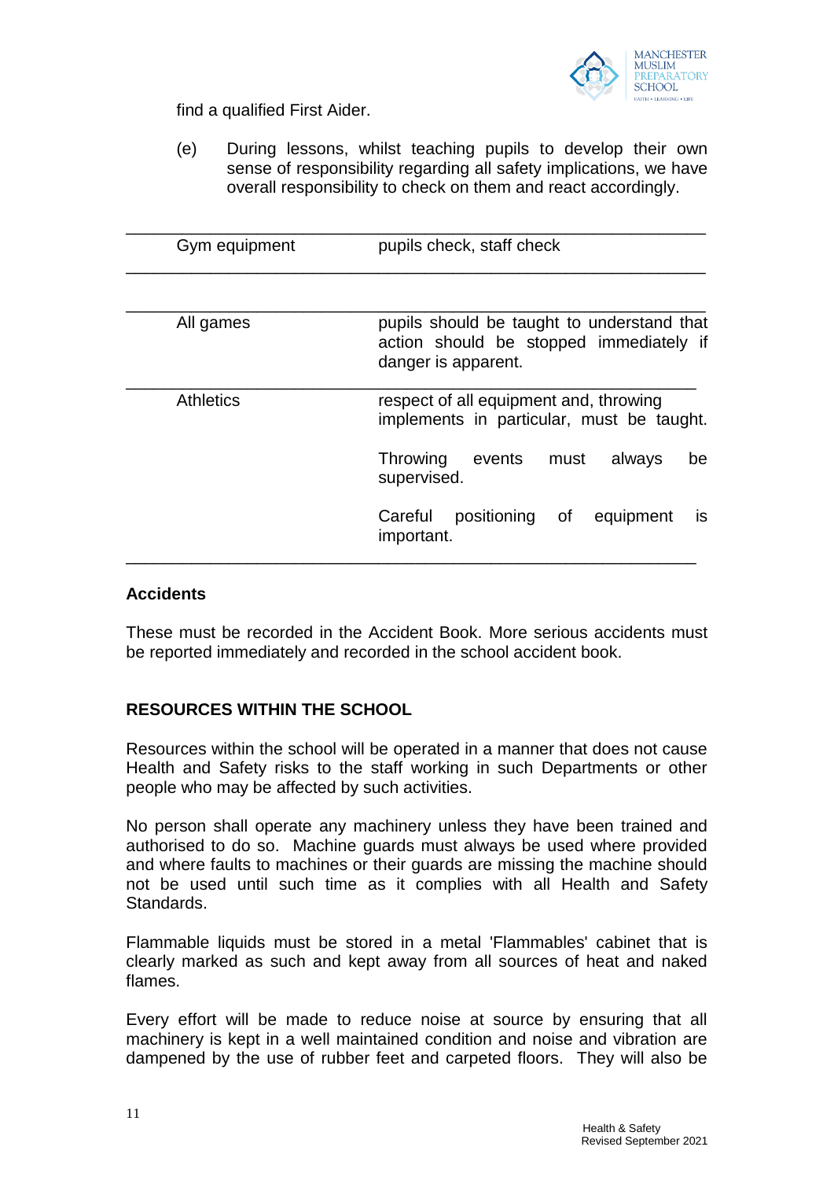find a qualified First Aider.

(e) During lessons, whilst teaching pupils to develop their own sense of responsibility regarding all safety implications, we have overall responsibility to check on them and react accordingly.

| | |
|---|---|
| Gym equipment | pupils check, staff check |
| All games | pupils should be taught to understand that action should be stopped immediately if danger is apparent. |
| Athletics | respect of all equipment and, throwing implements in particular, must be taught.<br><br>Throwing events must always be supervised.<br><br>Careful positioning of equipment is important. |

**Accidents**

These must be recorded in the Accident Book. More serious accidents must be reported immediately and recorded in the school accident book.

**RESOURCES WITHIN THE SCHOOL**

Resources within the school will be operated in a manner that does not cause Health and Safety risks to the staff working in such Departments or other people who may be affected by such activities.

No person shall operate any machinery unless they have been trained and authorised to do so. Machine guards must always be used where provided and where faults to machines or their guards are missing the machine should not be used until such time as it complies with all Health and Safety Standards.

Flammable liquids must be stored in a metal 'Flammables' cabinet that is clearly marked as such and kept away from all sources of heat and naked flames.

Every effort will be made to reduce noise at source by ensuring that all machinery is kept in a well maintained condition and noise and vibration are dampened by the use of rubber feet and carpeted floors. They will also be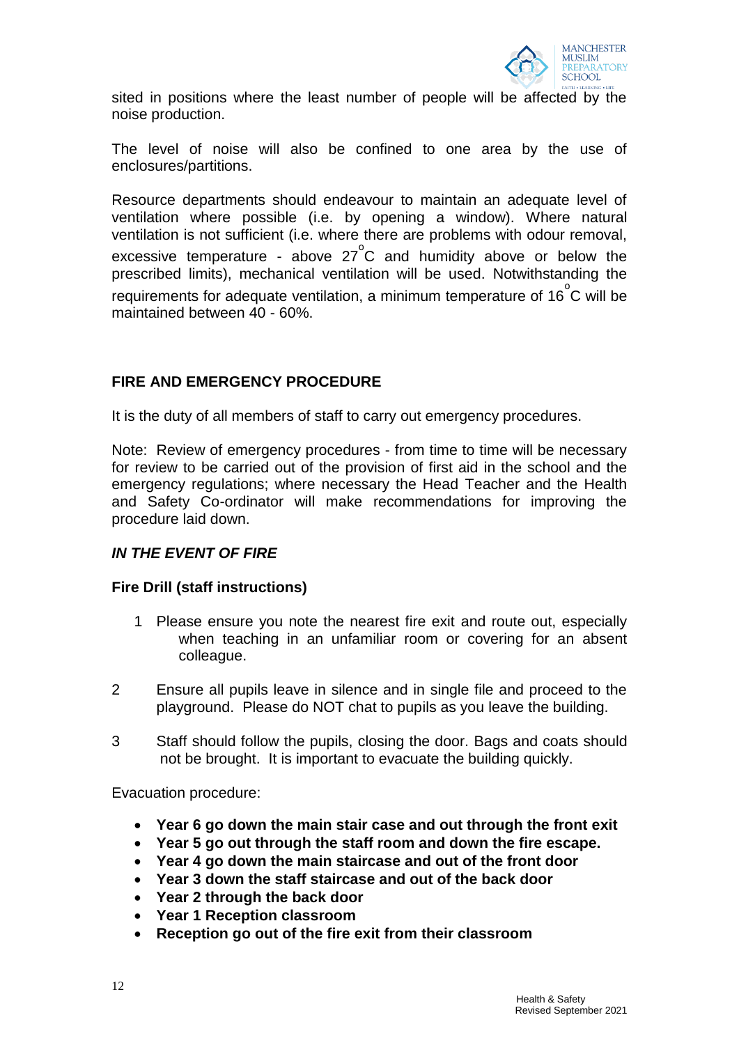sited in positions where the least number of people will be affected by the noise production.

The level of noise will also be confined to one area by the use of enclosures/partitions.

Resource departments should endeavour to maintain an adequate level of ventilation where possible (i.e. by opening a window). Where natural ventilation is not sufficient (i.e. where there are problems with odour removal, excessive temperature - above 27$^{o}$C and humidity above or below the prescribed limits), mechanical ventilation will be used. Notwithstanding the requirements for adequate ventilation, a minimum temperature of 16$^{o}$C will be maintained between 40 - 60%.

## FIRE AND EMERGENCY PROCEDURE

It is the duty of all members of staff to carry out emergency procedures.

Note: Review of emergency procedures - from time to time will be necessary for review to be carried out of the provision of first aid in the school and the emergency regulations; where necessary the Head Teacher and the Health and Safety Co-ordinator will make recommendations for improving the procedure laid down.

### *IN THE EVENT OF FIRE*

**Fire Drill (staff instructions)**

1. Please ensure you note the nearest fire exit and route out, especially when teaching in an unfamiliar room or covering for an absent colleague.
2. Ensure all pupils leave in silence and in single file and proceed to the playground. Please do NOT chat to pupils as you leave the building.
3. Staff should follow the pupils, closing the door. Bags and coats should not be brought. It is important to evacuate the building quickly.

Evacuation procedure:

- **Year 6 go down the main stair case and out through the front exit**
- **Year 5 go out through the staff room and down the fire escape.**
- **Year 4 go down the main staircase and out of the front door**
- **Year 3 down the staff staircase and out of the back door**
- **Year 2 through the back door**
- **Year 1 Reception classroom**
- **Reception go out of the fire exit from their classroom**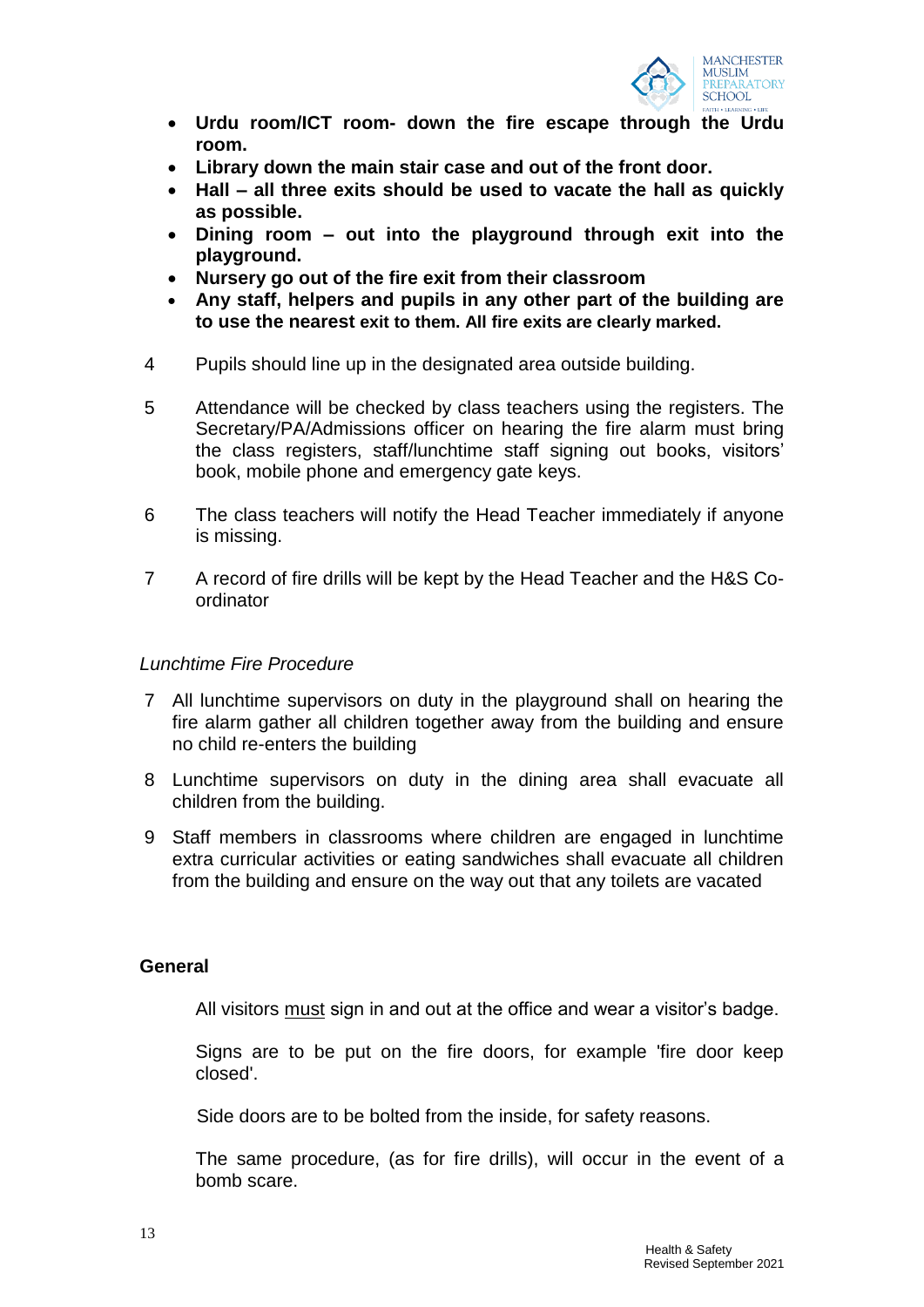- **Urdu room/ICT room- down the fire escape through the Urdu room.**
- **Library down the main stair case and out of the front door.**
- **Hall – all three exits should be used to vacate the hall as quickly as possible.**
- **Dining room – out into the playground through exit into the playground.**
- **Nursery go out of the fire exit from their classroom**
- **Any staff, helpers and pupils in any other part of the building are to use the nearest exit to them. All fire exits are clearly marked.**

4 Pupils should line up in the designated area outside building.

5 Attendance will be checked by class teachers using the registers. The Secretary/PA/Admissions officer on hearing the fire alarm must bring the class registers, staff/lunchtime staff signing out books, visitors' book, mobile phone and emergency gate keys.

6 The class teachers will notify the Head Teacher immediately if anyone is missing.

7 A record of fire drills will be kept by the Head Teacher and the H&S Co-ordinator

*Lunchtime Fire Procedure*

7 All lunchtime supervisors on duty in the playground shall on hearing the fire alarm gather all children together away from the building and ensure no child re-enters the building

8 Lunchtime supervisors on duty in the dining area shall evacuate all children from the building.

9 Staff members in classrooms where children are engaged in lunchtime extra curricular activities or eating sandwiches shall evacuate all children from the building and ensure on the way out that any toilets are vacated

**General**

All visitors <u>must</u> sign in and out at the office and wear a visitor's badge.

Signs are to be put on the fire doors, for example 'fire door keep closed'.

Side doors are to be bolted from the inside, for safety reasons.

The same procedure, (as for fire drills), will occur in the event of a bomb scare.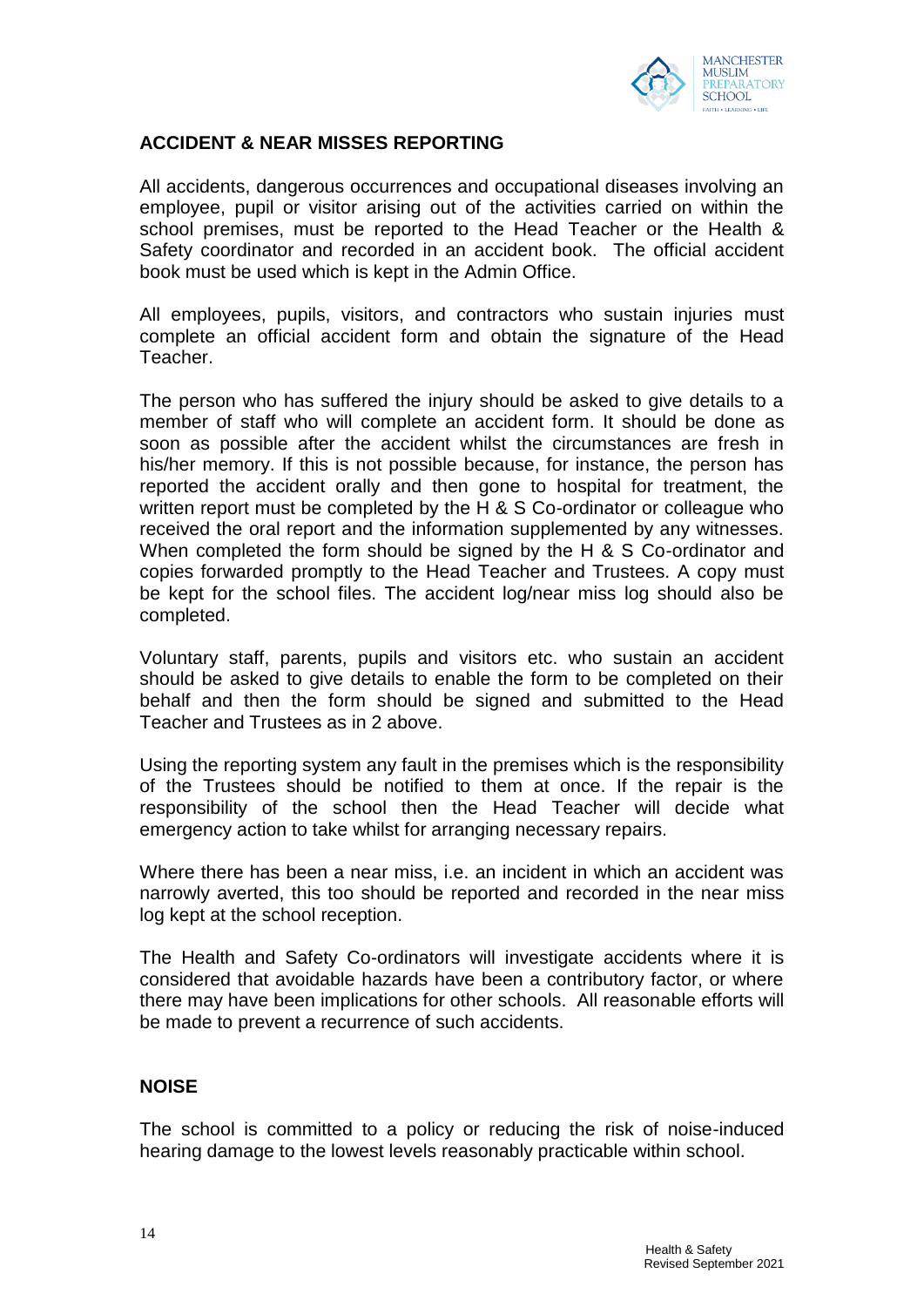## ACCIDENT & NEAR MISSES REPORTING

All accidents, dangerous occurrences and occupational diseases involving an employee, pupil or visitor arising out of the activities carried on within the school premises, must be reported to the Head Teacher or the Health & Safety coordinator and recorded in an accident book. The official accident book must be used which is kept in the Admin Office.

All employees, pupils, visitors, and contractors who sustain injuries must complete an official accident form and obtain the signature of the Head Teacher.

The person who has suffered the injury should be asked to give details to a member of staff who will complete an accident form. It should be done as soon as possible after the accident whilst the circumstances are fresh in his/her memory. If this is not possible because, for instance, the person has reported the accident orally and then gone to hospital for treatment, the written report must be completed by the H & S Co-ordinator or colleague who received the oral report and the information supplemented by any witnesses. When completed the form should be signed by the H & S Co-ordinator and copies forwarded promptly to the Head Teacher and Trustees. A copy must be kept for the school files. The accident log/near miss log should also be completed.

Voluntary staff, parents, pupils and visitors etc. who sustain an accident should be asked to give details to enable the form to be completed on their behalf and then the form should be signed and submitted to the Head Teacher and Trustees as in 2 above.

Using the reporting system any fault in the premises which is the responsibility of the Trustees should be notified to them at once. If the repair is the responsibility of the school then the Head Teacher will decide what emergency action to take whilst for arranging necessary repairs.

Where there has been a near miss, i.e. an incident in which an accident was narrowly averted, this too should be reported and recorded in the near miss log kept at the school reception.

The Health and Safety Co-ordinators will investigate accidents where it is considered that avoidable hazards have been a contributory factor, or where there may have been implications for other schools. All reasonable efforts will be made to prevent a recurrence of such accidents.

## NOISE

The school is committed to a policy or reducing the risk of noise-induced hearing damage to the lowest levels reasonably practicable within school.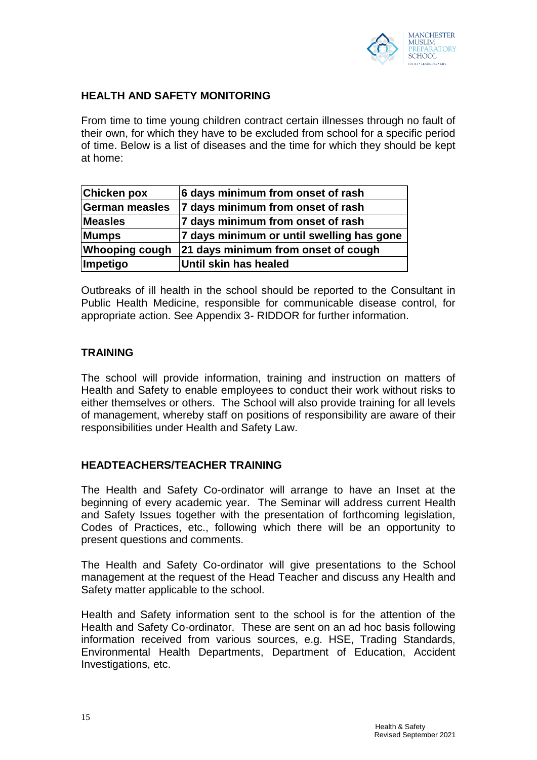## HEALTH AND SAFETY MONITORING

From time to time young children contract certain illnesses through no fault of their own, for which they have to be excluded from school for a specific period of time. Below is a list of diseases and the time for which they should be kept at home:

| Chicken pox | 6 days minimum from onset of rash |
|---|---|
| German measles | 7 days minimum from onset of rash |
| Measles | 7 days minimum from onset of rash |
| Mumps | 7 days minimum or until swelling has gone |
| Whooping cough | 21 days minimum from onset of cough |
| Impetigo | Until skin has healed |

Outbreaks of ill health in the school should be reported to the Consultant in Public Health Medicine, responsible for communicable disease control, for appropriate action. See Appendix 3- RIDDOR for further information.

## TRAINING

The school will provide information, training and instruction on matters of Health and Safety to enable employees to conduct their work without risks to either themselves or others. The School will also provide training for all levels of management, whereby staff on positions of responsibility are aware of their responsibilities under Health and Safety Law.

## HEADTEACHERS/TEACHER TRAINING

The Health and Safety Co-ordinator will arrange to have an Inset at the beginning of every academic year. The Seminar will address current Health and Safety Issues together with the presentation of forthcoming legislation, Codes of Practices, etc., following which there will be an opportunity to present questions and comments.

The Health and Safety Co-ordinator will give presentations to the School management at the request of the Head Teacher and discuss any Health and Safety matter applicable to the school.

Health and Safety information sent to the school is for the attention of the Health and Safety Co-ordinator. These are sent on an ad hoc basis following information received from various sources, e.g. HSE, Trading Standards, Environmental Health Departments, Department of Education, Accident Investigations, etc.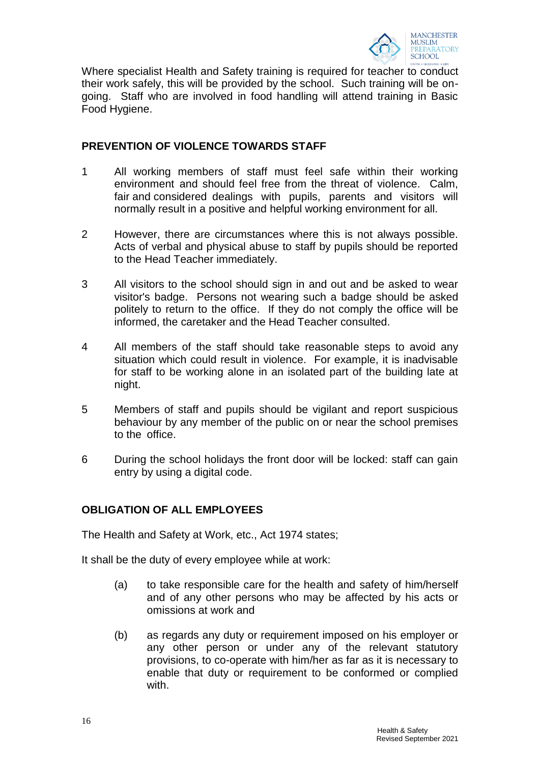Where specialist Health and Safety training is required for teacher to conduct their work safely, this will be provided by the school. Such training will be on-going. Staff who are involved in food handling will attend training in Basic Food Hygiene.

## PREVENTION OF VIOLENCE TOWARDS STAFF

1. All working members of staff must feel safe within their working environment and should feel free from the threat of violence. Calm, fair and considered dealings with pupils, parents and visitors will normally result in a positive and helpful working environment for all.

2. However, there are circumstances where this is not always possible. Acts of verbal and physical abuse to staff by pupils should be reported to the Head Teacher immediately.

3. All visitors to the school should sign in and out and be asked to wear visitor's badge. Persons not wearing such a badge should be asked politely to return to the office. If they do not comply the office will be informed, the caretaker and the Head Teacher consulted.

4. All members of the staff should take reasonable steps to avoid any situation which could result in violence. For example, it is inadvisable for staff to be working alone in an isolated part of the building late at night.

5. Members of staff and pupils should be vigilant and report suspicious behaviour by any member of the public on or near the school premises to the office.

6. During the school holidays the front door will be locked: staff can gain entry by using a digital code.

## OBLIGATION OF ALL EMPLOYEES

The Health and Safety at Work, etc., Act 1974 states;

It shall be the duty of every employee while at work:

(a) to take responsible care for the health and safety of him/herself and of any other persons who may be affected by his acts or omissions at work and

(b) as regards any duty or requirement imposed on his employer or any other person or under any of the relevant statutory provisions, to co-operate with him/her as far as it is necessary to enable that duty or requirement to be conformed or complied with.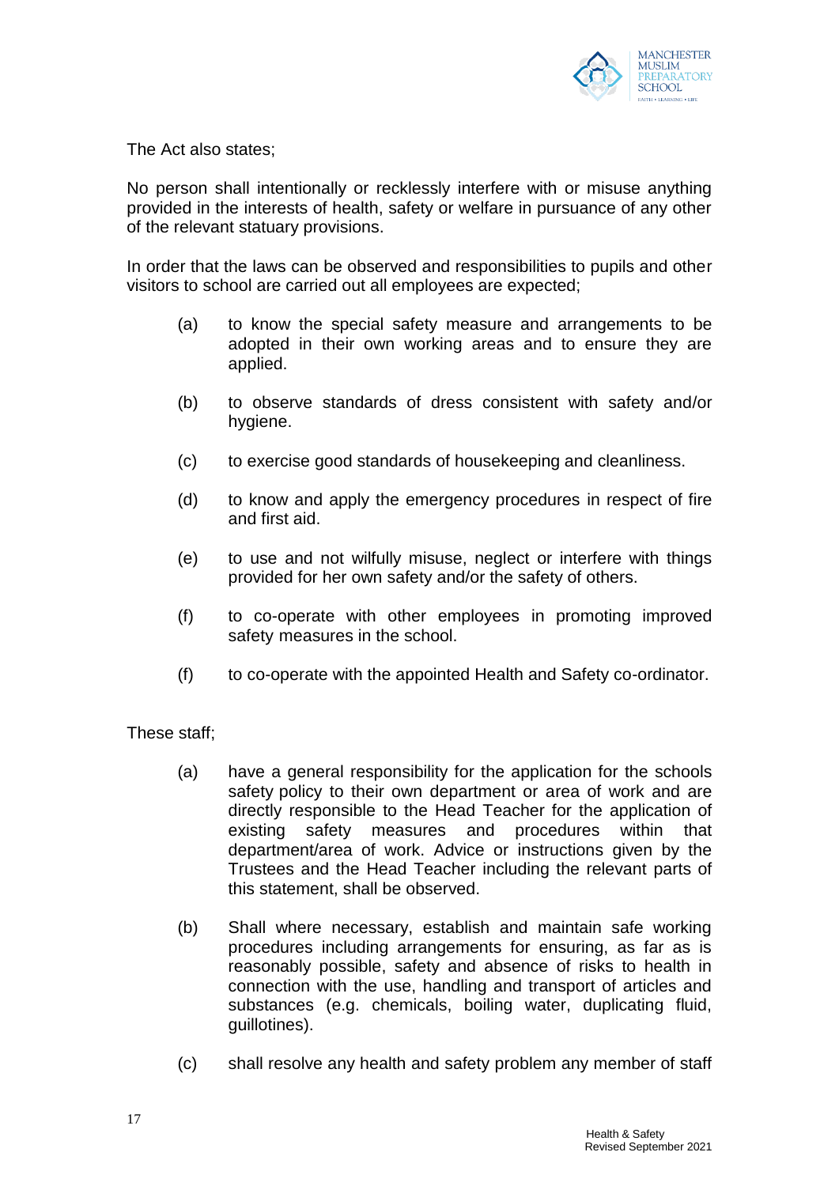The Act also states;

No person shall intentionally or recklessly interfere with or misuse anything provided in the interests of health, safety or welfare in pursuance of any other of the relevant statuary provisions.

In order that the laws can be observed and responsibilities to pupils and other visitors to school are carried out all employees are expected;

(a) to know the special safety measure and arrangements to be adopted in their own working areas and to ensure they are applied.

(b) to observe standards of dress consistent with safety and/or hygiene.

(c) to exercise good standards of housekeeping and cleanliness.

(d) to know and apply the emergency procedures in respect of fire and first aid.

(e) to use and not wilfully misuse, neglect or interfere with things provided for her own safety and/or the safety of others.

(f) to co-operate with other employees in promoting improved safety measures in the school.

(f) to co-operate with the appointed Health and Safety co-ordinator.

These staff;

(a) have a general responsibility for the application for the schools safety policy to their own department or area of work and are directly responsible to the Head Teacher for the application of existing safety measures and procedures within that department/area of work. Advice or instructions given by the Trustees and the Head Teacher including the relevant parts of this statement, shall be observed.

(b) Shall where necessary, establish and maintain safe working procedures including arrangements for ensuring, as far as is reasonably possible, safety and absence of risks to health in connection with the use, handling and transport of articles and substances (e.g. chemicals, boiling water, duplicating fluid, guillotines).

(c) shall resolve any health and safety problem any member of staff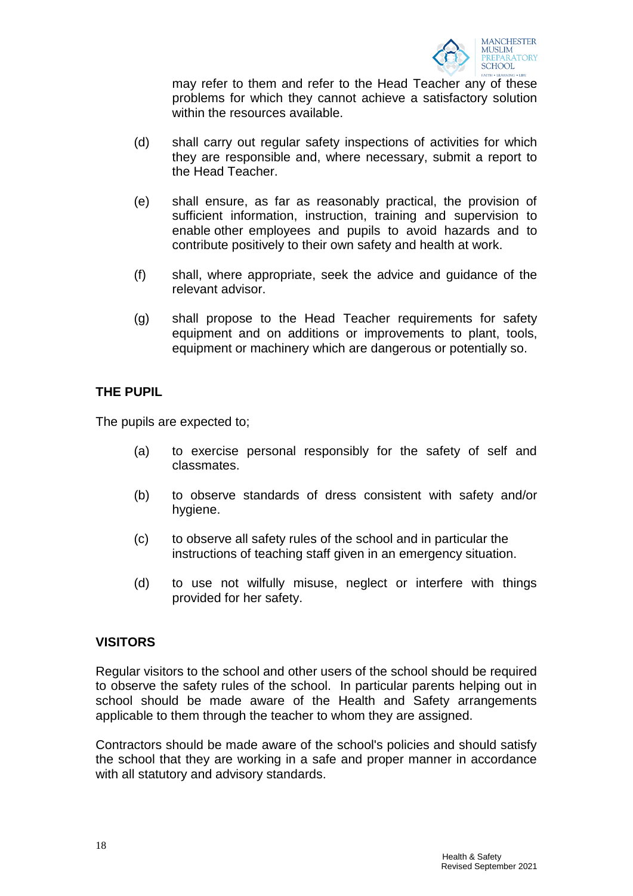may refer to them and refer to the Head Teacher any of these problems for which they cannot achieve a satisfactory solution within the resources available.

(d) shall carry out regular safety inspections of activities for which they are responsible and, where necessary, submit a report to the Head Teacher.

(e) shall ensure, as far as reasonably practical, the provision of sufficient information, instruction, training and supervision to enable other employees and pupils to avoid hazards and to contribute positively to their own safety and health at work.

(f) shall, where appropriate, seek the advice and guidance of the relevant advisor.

(g) shall propose to the Head Teacher requirements for safety equipment and on additions or improvements to plant, tools, equipment or machinery which are dangerous or potentially so.

**THE PUPIL**

The pupils are expected to;

(a) to exercise personal responsibly for the safety of self and classmates.

(b) to observe standards of dress consistent with safety and/or hygiene.

(c) to observe all safety rules of the school and in particular the instructions of teaching staff given in an emergency situation.

(d) to use not wilfully misuse, neglect or interfere with things provided for her safety.

**VISITORS**

Regular visitors to the school and other users of the school should be required to observe the safety rules of the school. In particular parents helping out in school should be made aware of the Health and Safety arrangements applicable to them through the teacher to whom they are assigned.

Contractors should be made aware of the school's policies and should satisfy the school that they are working in a safe and proper manner in accordance with all statutory and advisory standards.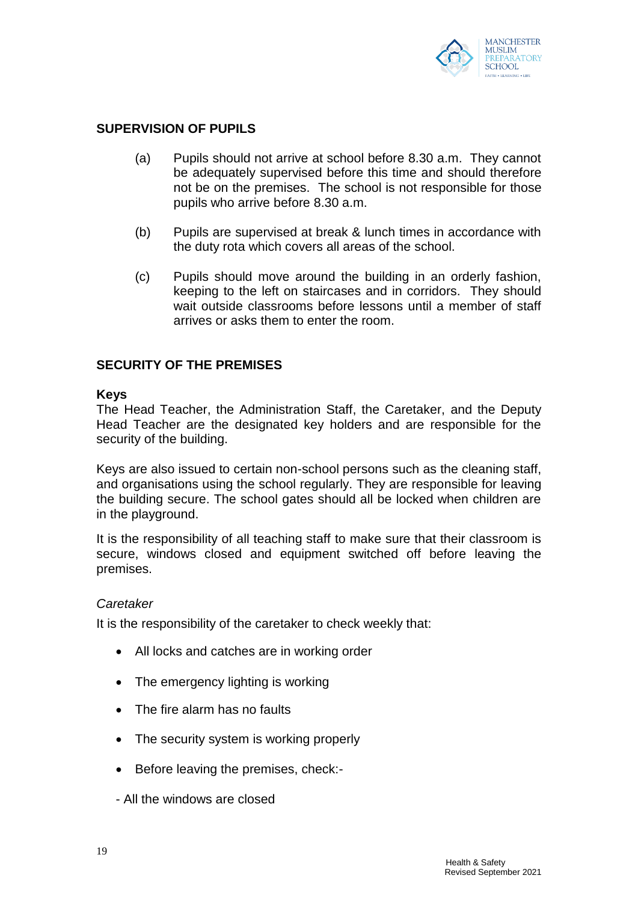## SUPERVISION OF PUPILS

(a) Pupils should not arrive at school before 8.30 a.m. They cannot be adequately supervised before this time and should therefore not be on the premises. The school is not responsible for those pupils who arrive before 8.30 a.m.

(b) Pupils are supervised at break & lunch times in accordance with the duty rota which covers all areas of the school.

(c) Pupils should move around the building in an orderly fashion, keeping to the left on staircases and in corridors. They should wait outside classrooms before lessons until a member of staff arrives or asks them to enter the room.

## SECURITY OF THE PREMISES

### Keys

The Head Teacher, the Administration Staff, the Caretaker, and the Deputy Head Teacher are the designated key holders and are responsible for the security of the building.

Keys are also issued to certain non-school persons such as the cleaning staff, and organisations using the school regularly. They are responsible for leaving the building secure. The school gates should all be locked when children are in the playground.

It is the responsibility of all teaching staff to make sure that their classroom is secure, windows closed and equipment switched off before leaving the premises.

*Caretaker*

It is the responsibility of the caretaker to check weekly that:

- All locks and catches are in working order
- The emergency lighting is working
- The fire alarm has no faults
- The security system is working properly
- Before leaving the premises, check:-

- All the windows are closed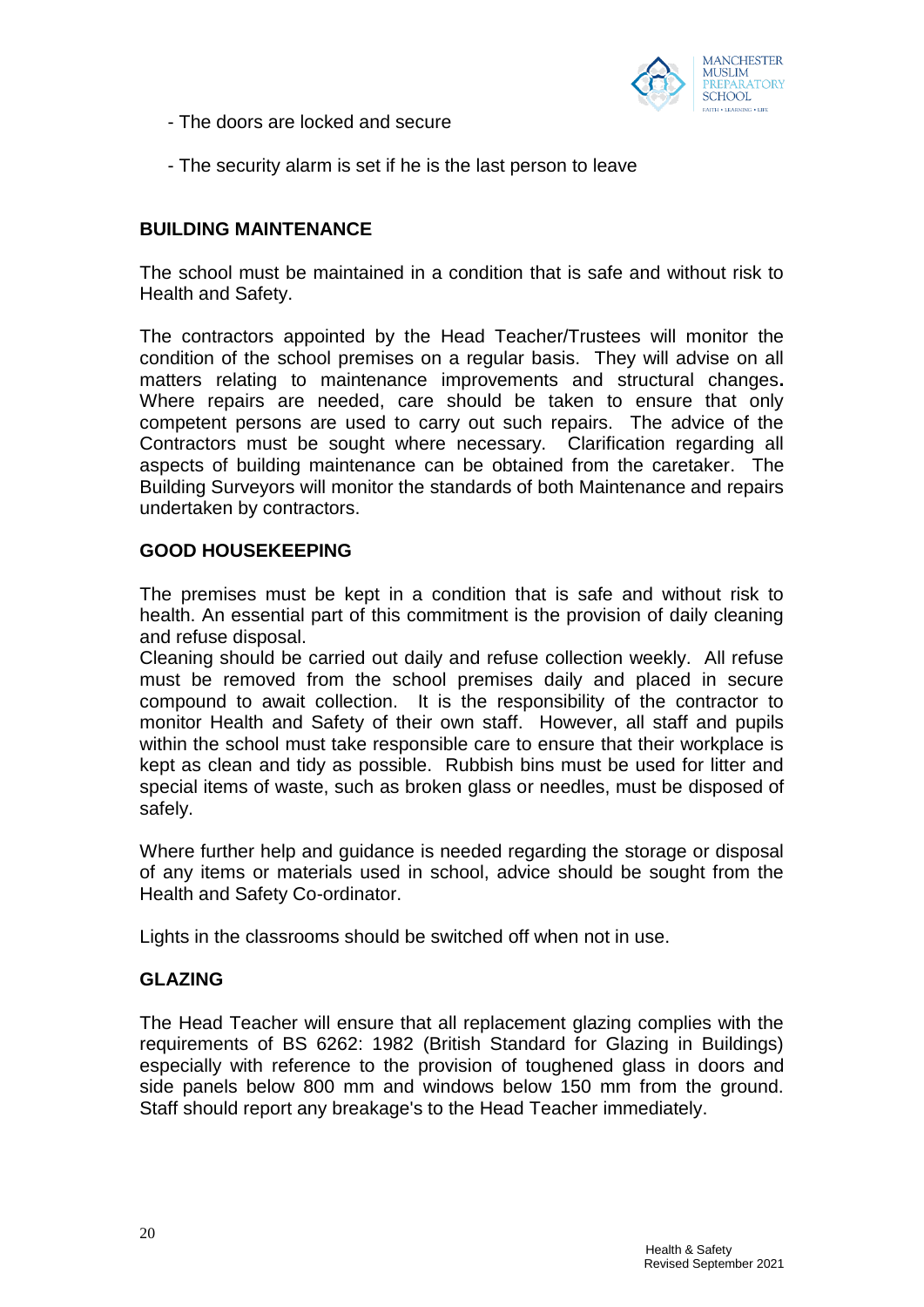- The doors are locked and secure

- The security alarm is set if he is the last person to leave

**BUILDING MAINTENANCE**

The school must be maintained in a condition that is safe and without risk to Health and Safety.

The contractors appointed by the Head Teacher/Trustees will monitor the condition of the school premises on a regular basis. They will advise on all matters relating to maintenance improvements and structural changes**.** Where repairs are needed, care should be taken to ensure that only competent persons are used to carry out such repairs. The advice of the Contractors must be sought where necessary. Clarification regarding all aspects of building maintenance can be obtained from the caretaker. The Building Surveyors will monitor the standards of both Maintenance and repairs undertaken by contractors.

**GOOD HOUSEKEEPING**

The premises must be kept in a condition that is safe and without risk to health. An essential part of this commitment is the provision of daily cleaning and refuse disposal.
Cleaning should be carried out daily and refuse collection weekly. All refuse must be removed from the school premises daily and placed in secure compound to await collection. It is the responsibility of the contractor to monitor Health and Safety of their own staff. However, all staff and pupils within the school must take responsible care to ensure that their workplace is kept as clean and tidy as possible. Rubbish bins must be used for litter and special items of waste, such as broken glass or needles, must be disposed of safely.

Where further help and guidance is needed regarding the storage or disposal of any items or materials used in school, advice should be sought from the Health and Safety Co-ordinator.

Lights in the classrooms should be switched off when not in use.

**GLAZING**

The Head Teacher will ensure that all replacement glazing complies with the requirements of BS 6262: 1982 (British Standard for Glazing in Buildings) especially with reference to the provision of toughened glass in doors and side panels below 800 mm and windows below 150 mm from the ground. Staff should report any breakage's to the Head Teacher immediately.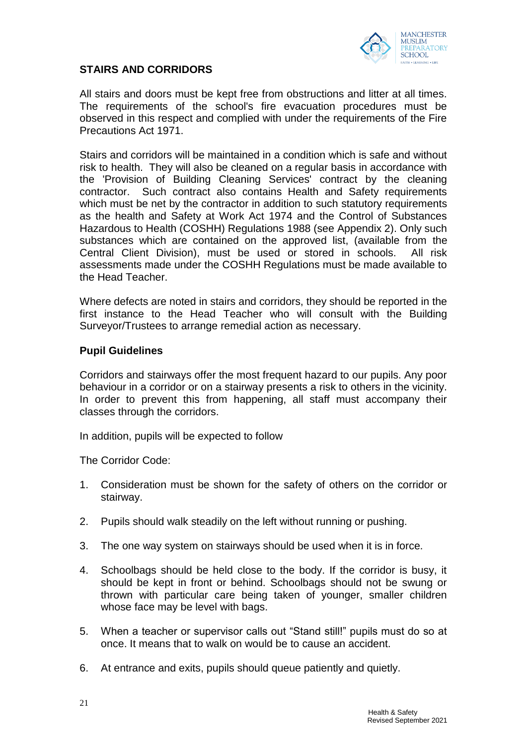## STAIRS AND CORRIDORS

All stairs and doors must be kept free from obstructions and litter at all times. The requirements of the school's fire evacuation procedures must be observed in this respect and complied with under the requirements of the Fire Precautions Act 1971.

Stairs and corridors will be maintained in a condition which is safe and without risk to health. They will also be cleaned on a regular basis in accordance with the 'Provision of Building Cleaning Services' contract by the cleaning contractor. Such contract also contains Health and Safety requirements which must be net by the contractor in addition to such statutory requirements as the health and Safety at Work Act 1974 and the Control of Substances Hazardous to Health (COSHH) Regulations 1988 (see Appendix 2). Only such substances which are contained on the approved list, (available from the Central Client Division), must be used or stored in schools. All risk assessments made under the COSHH Regulations must be made available to the Head Teacher.

Where defects are noted in stairs and corridors, they should be reported in the first instance to the Head Teacher who will consult with the Building Surveyor/Trustees to arrange remedial action as necessary.

### Pupil Guidelines

Corridors and stairways offer the most frequent hazard to our pupils. Any poor behaviour in a corridor or on a stairway presents a risk to others in the vicinity. In order to prevent this from happening, all staff must accompany their classes through the corridors.

In addition, pupils will be expected to follow

The Corridor Code:

1. Consideration must be shown for the safety of others on the corridor or stairway.
2. Pupils should walk steadily on the left without running or pushing.
3. The one way system on stairways should be used when it is in force.
4. Schoolbags should be held close to the body. If the corridor is busy, it should be kept in front or behind. Schoolbags should not be swung or thrown with particular care being taken of younger, smaller children whose face may be level with bags.
5. When a teacher or supervisor calls out "Stand still!" pupils must do so at once. It means that to walk on would be to cause an accident.
6. At entrance and exits, pupils should queue patiently and quietly.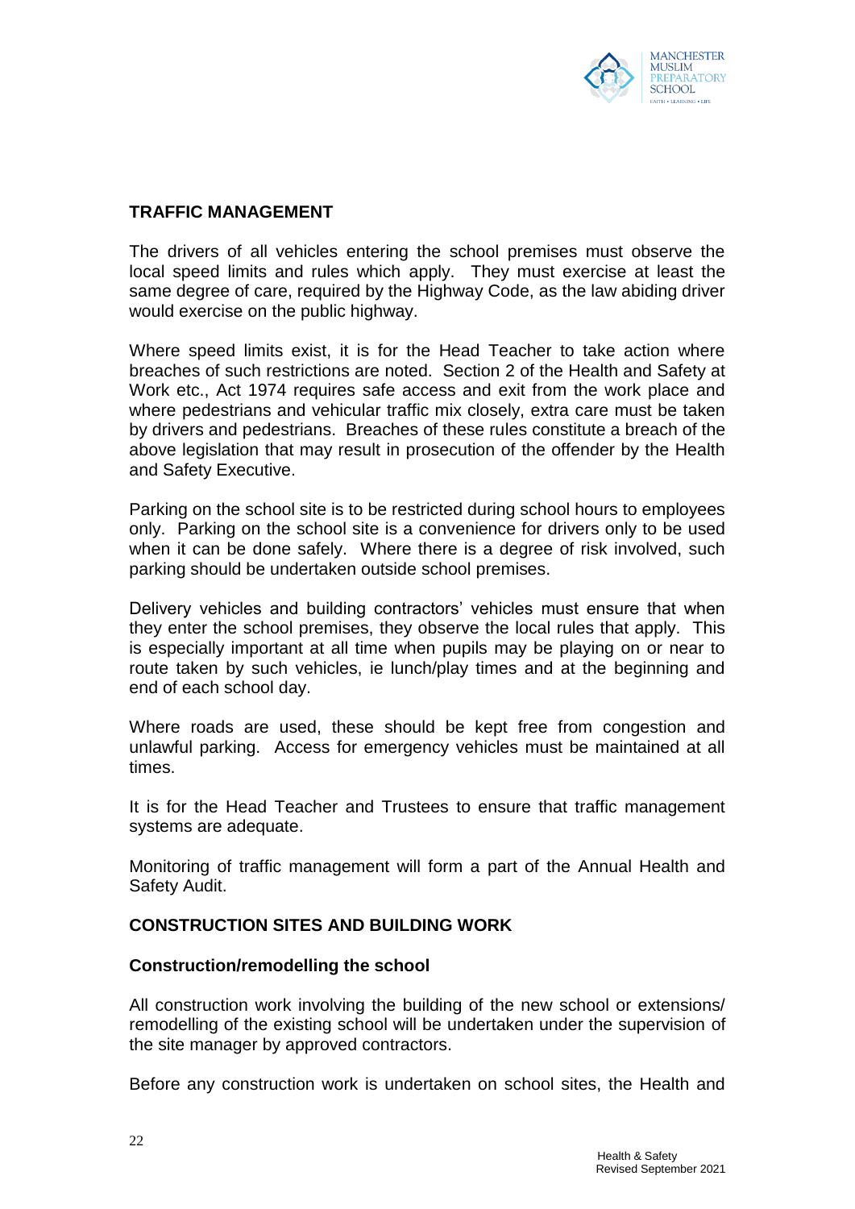## TRAFFIC MANAGEMENT

The drivers of all vehicles entering the school premises must observe the local speed limits and rules which apply. They must exercise at least the same degree of care, required by the Highway Code, as the law abiding driver would exercise on the public highway.

Where speed limits exist, it is for the Head Teacher to take action where breaches of such restrictions are noted. Section 2 of the Health and Safety at Work etc., Act 1974 requires safe access and exit from the work place and where pedestrians and vehicular traffic mix closely, extra care must be taken by drivers and pedestrians. Breaches of these rules constitute a breach of the above legislation that may result in prosecution of the offender by the Health and Safety Executive.

Parking on the school site is to be restricted during school hours to employees only. Parking on the school site is a convenience for drivers only to be used when it can be done safely. Where there is a degree of risk involved, such parking should be undertaken outside school premises.

Delivery vehicles and building contractors' vehicles must ensure that when they enter the school premises, they observe the local rules that apply. This is especially important at all time when pupils may be playing on or near to route taken by such vehicles, ie lunch/play times and at the beginning and end of each school day.

Where roads are used, these should be kept free from congestion and unlawful parking. Access for emergency vehicles must be maintained at all times.

It is for the Head Teacher and Trustees to ensure that traffic management systems are adequate.

Monitoring of traffic management will form a part of the Annual Health and Safety Audit.

## CONSTRUCTION SITES AND BUILDING WORK

### Construction/remodelling the school

All construction work involving the building of the new school or extensions/ remodelling of the existing school will be undertaken under the supervision of the site manager by approved contractors.

Before any construction work is undertaken on school sites, the Health and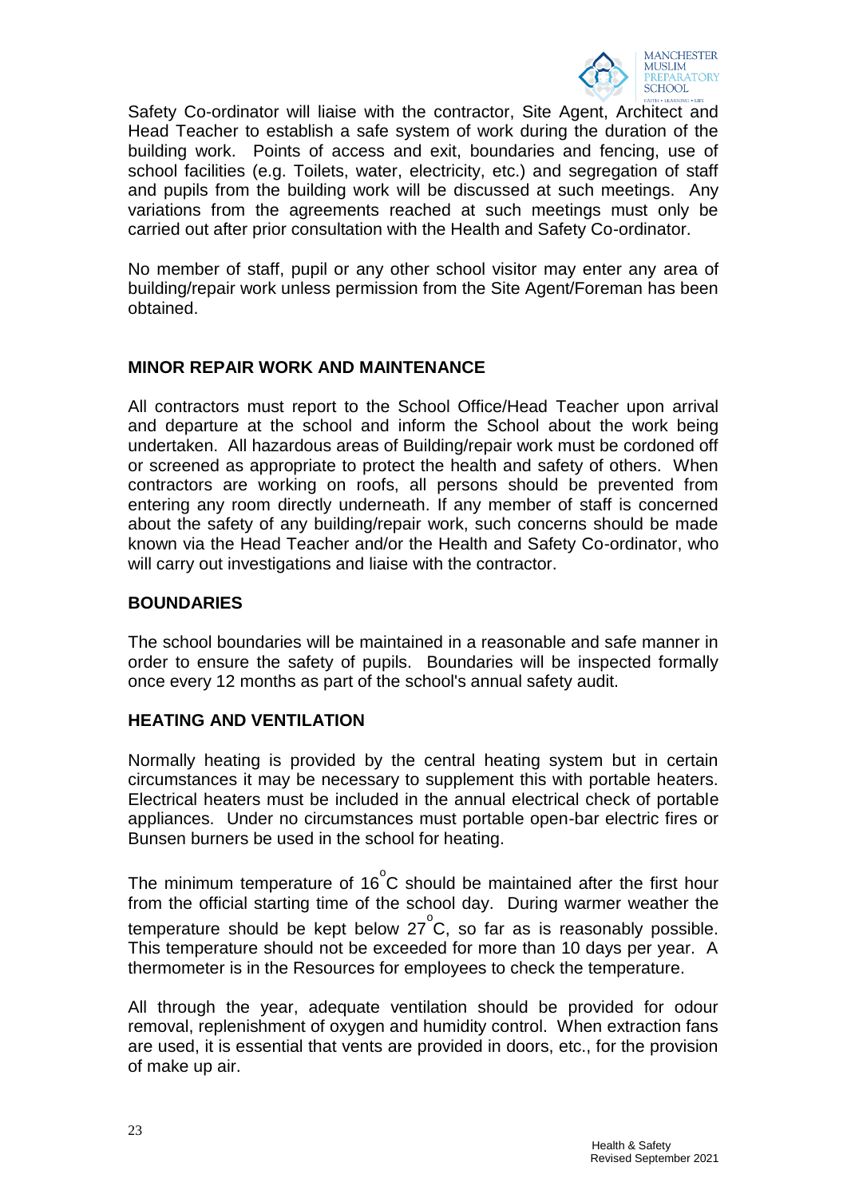Safety Co-ordinator will liaise with the contractor, Site Agent, Architect and Head Teacher to establish a safe system of work during the duration of the building work. Points of access and exit, boundaries and fencing, use of school facilities (e.g. Toilets, water, electricity, etc.) and segregation of staff and pupils from the building work will be discussed at such meetings. Any variations from the agreements reached at such meetings must only be carried out after prior consultation with the Health and Safety Co-ordinator.

No member of staff, pupil or any other school visitor may enter any area of building/repair work unless permission from the Site Agent/Foreman has been obtained.

## MINOR REPAIR WORK AND MAINTENANCE

All contractors must report to the School Office/Head Teacher upon arrival and departure at the school and inform the School about the work being undertaken. All hazardous areas of Building/repair work must be cordoned off or screened as appropriate to protect the health and safety of others. When contractors are working on roofs, all persons should be prevented from entering any room directly underneath. If any member of staff is concerned about the safety of any building/repair work, such concerns should be made known via the Head Teacher and/or the Health and Safety Co-ordinator, who will carry out investigations and liaise with the contractor.

## BOUNDARIES

The school boundaries will be maintained in a reasonable and safe manner in order to ensure the safety of pupils. Boundaries will be inspected formally once every 12 months as part of the school's annual safety audit.

## HEATING AND VENTILATION

Normally heating is provided by the central heating system but in certain circumstances it may be necessary to supplement this with portable heaters. Electrical heaters must be included in the annual electrical check of portable appliances. Under no circumstances must portable open-bar electric fires or Bunsen burners be used in the school for heating.

The minimum temperature of 16°C should be maintained after the first hour from the official starting time of the school day. During warmer weather the temperature should be kept below 27°C, so far as is reasonably possible. This temperature should not be exceeded for more than 10 days per year. A thermometer is in the Resources for employees to check the temperature.

All through the year, adequate ventilation should be provided for odour removal, replenishment of oxygen and humidity control. When extraction fans are used, it is essential that vents are provided in doors, etc., for the provision of make up air.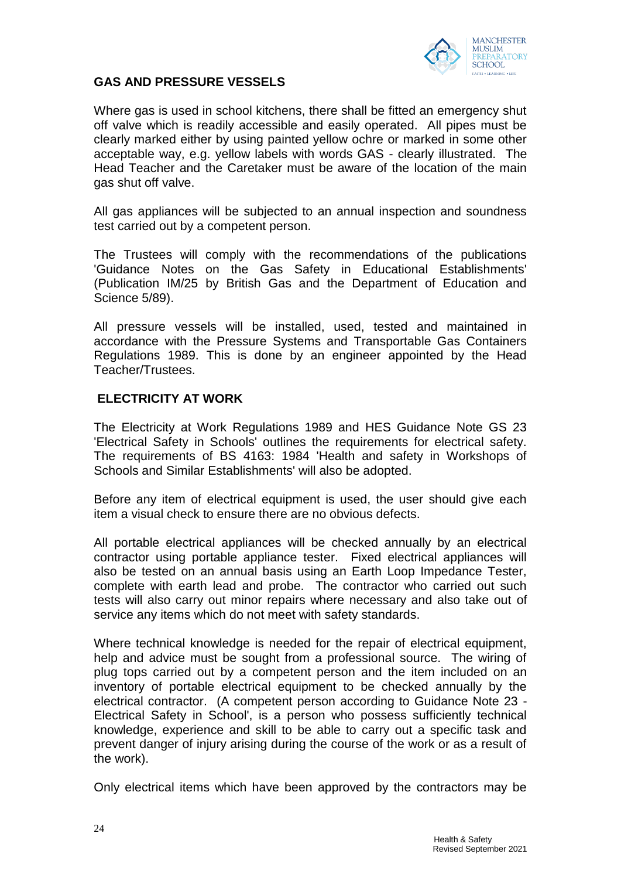## GAS AND PRESSURE VESSELS

Where gas is used in school kitchens, there shall be fitted an emergency shut off valve which is readily accessible and easily operated. All pipes must be clearly marked either by using painted yellow ochre or marked in some other acceptable way, e.g. yellow labels with words GAS - clearly illustrated. The Head Teacher and the Caretaker must be aware of the location of the main gas shut off valve.

All gas appliances will be subjected to an annual inspection and soundness test carried out by a competent person.

The Trustees will comply with the recommendations of the publications 'Guidance Notes on the Gas Safety in Educational Establishments' (Publication IM/25 by British Gas and the Department of Education and Science 5/89).

All pressure vessels will be installed, used, tested and maintained in accordance with the Pressure Systems and Transportable Gas Containers Regulations 1989. This is done by an engineer appointed by the Head Teacher/Trustees.

## ELECTRICITY AT WORK

The Electricity at Work Regulations 1989 and HES Guidance Note GS 23 'Electrical Safety in Schools' outlines the requirements for electrical safety. The requirements of BS 4163: 1984 'Health and safety in Workshops of Schools and Similar Establishments' will also be adopted.

Before any item of electrical equipment is used, the user should give each item a visual check to ensure there are no obvious defects.

All portable electrical appliances will be checked annually by an electrical contractor using portable appliance tester. Fixed electrical appliances will also be tested on an annual basis using an Earth Loop Impedance Tester, complete with earth lead and probe. The contractor who carried out such tests will also carry out minor repairs where necessary and also take out of service any items which do not meet with safety standards.

Where technical knowledge is needed for the repair of electrical equipment, help and advice must be sought from a professional source. The wiring of plug tops carried out by a competent person and the item included on an inventory of portable electrical equipment to be checked annually by the electrical contractor. (A competent person according to Guidance Note 23 - Electrical Safety in School', is a person who possess sufficiently technical knowledge, experience and skill to be able to carry out a specific task and prevent danger of injury arising during the course of the work or as a result of the work).

Only electrical items which have been approved by the contractors may be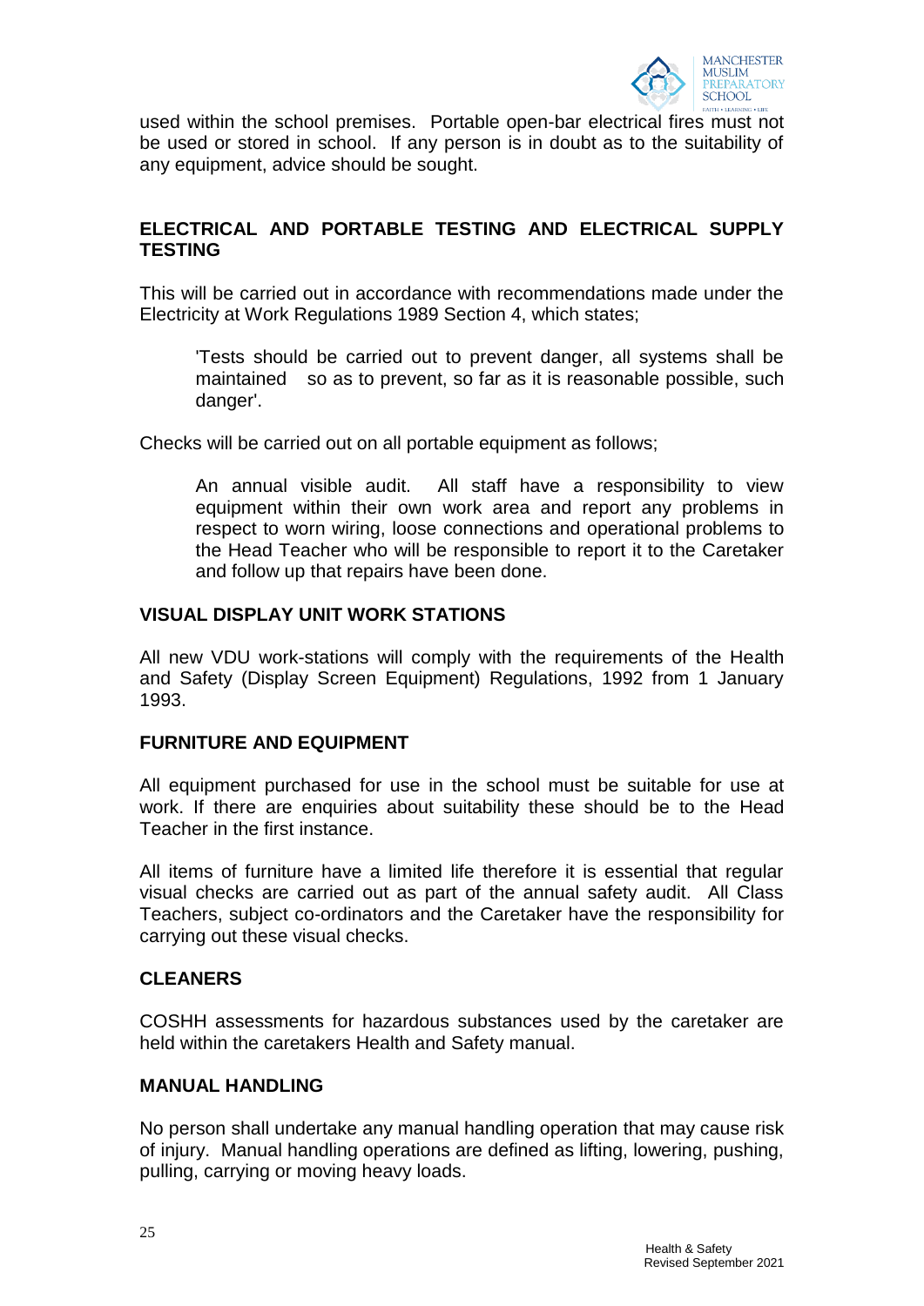used within the school premises. Portable open-bar electrical fires must not be used or stored in school. If any person is in doubt as to the suitability of any equipment, advice should be sought.

## ELECTRICAL AND PORTABLE TESTING AND ELECTRICAL SUPPLY TESTING

This will be carried out in accordance with recommendations made under the Electricity at Work Regulations 1989 Section 4, which states;

> 'Tests should be carried out to prevent danger, all systems shall be maintained so as to prevent, so far as it is reasonable possible, such danger'.

Checks will be carried out on all portable equipment as follows;

> An annual visible audit. All staff have a responsibility to view equipment within their own work area and report any problems in respect to worn wiring, loose connections and operational problems to the Head Teacher who will be responsible to report it to the Caretaker and follow up that repairs have been done.

## VISUAL DISPLAY UNIT WORK STATIONS

All new VDU work-stations will comply with the requirements of the Health and Safety (Display Screen Equipment) Regulations, 1992 from 1 January 1993.

## FURNITURE AND EQUIPMENT

All equipment purchased for use in the school must be suitable for use at work. If there are enquiries about suitability these should be to the Head Teacher in the first instance.

All items of furniture have a limited life therefore it is essential that regular visual checks are carried out as part of the annual safety audit. All Class Teachers, subject co-ordinators and the Caretaker have the responsibility for carrying out these visual checks.

## CLEANERS

COSHH assessments for hazardous substances used by the caretaker are held within the caretakers Health and Safety manual.

## MANUAL HANDLING

No person shall undertake any manual handling operation that may cause risk of injury. Manual handling operations are defined as lifting, lowering, pushing, pulling, carrying or moving heavy loads.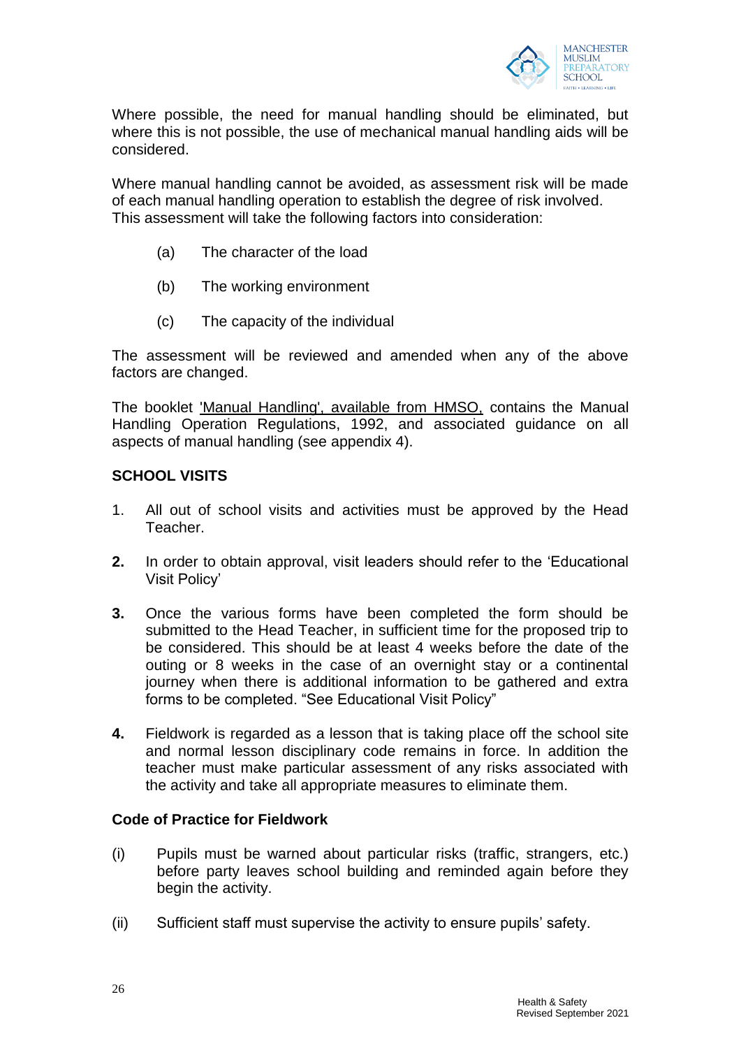Where possible, the need for manual handling should be eliminated, but where this is not possible, the use of mechanical manual handling aids will be considered.

Where manual handling cannot be avoided, as assessment risk will be made of each manual handling operation to establish the degree of risk involved. This assessment will take the following factors into consideration:

(a) The character of the load

(b) The working environment

(c) The capacity of the individual

The assessment will be reviewed and amended when any of the above factors are changed.

The booklet 'Manual Handling', available from HMSO, contains the Manual Handling Operation Regulations, 1992, and associated guidance on all aspects of manual handling (see appendix 4).

**SCHOOL VISITS**

1. All out of school visits and activities must be approved by the Head Teacher.

2. In order to obtain approval, visit leaders should refer to the 'Educational Visit Policy'

3. Once the various forms have been completed the form should be submitted to the Head Teacher, in sufficient time for the proposed trip to be considered. This should be at least 4 weeks before the date of the outing or 8 weeks in the case of an overnight stay or a continental journey when there is additional information to be gathered and extra forms to be completed. "See Educational Visit Policy"

4. Fieldwork is regarded as a lesson that is taking place off the school site and normal lesson disciplinary code remains in force. In addition the teacher must make particular assessment of any risks associated with the activity and take all appropriate measures to eliminate them.

**Code of Practice for Fieldwork**

(i) Pupils must be warned about particular risks (traffic, strangers, etc.) before party leaves school building and reminded again before they begin the activity.

(ii) Sufficient staff must supervise the activity to ensure pupils' safety.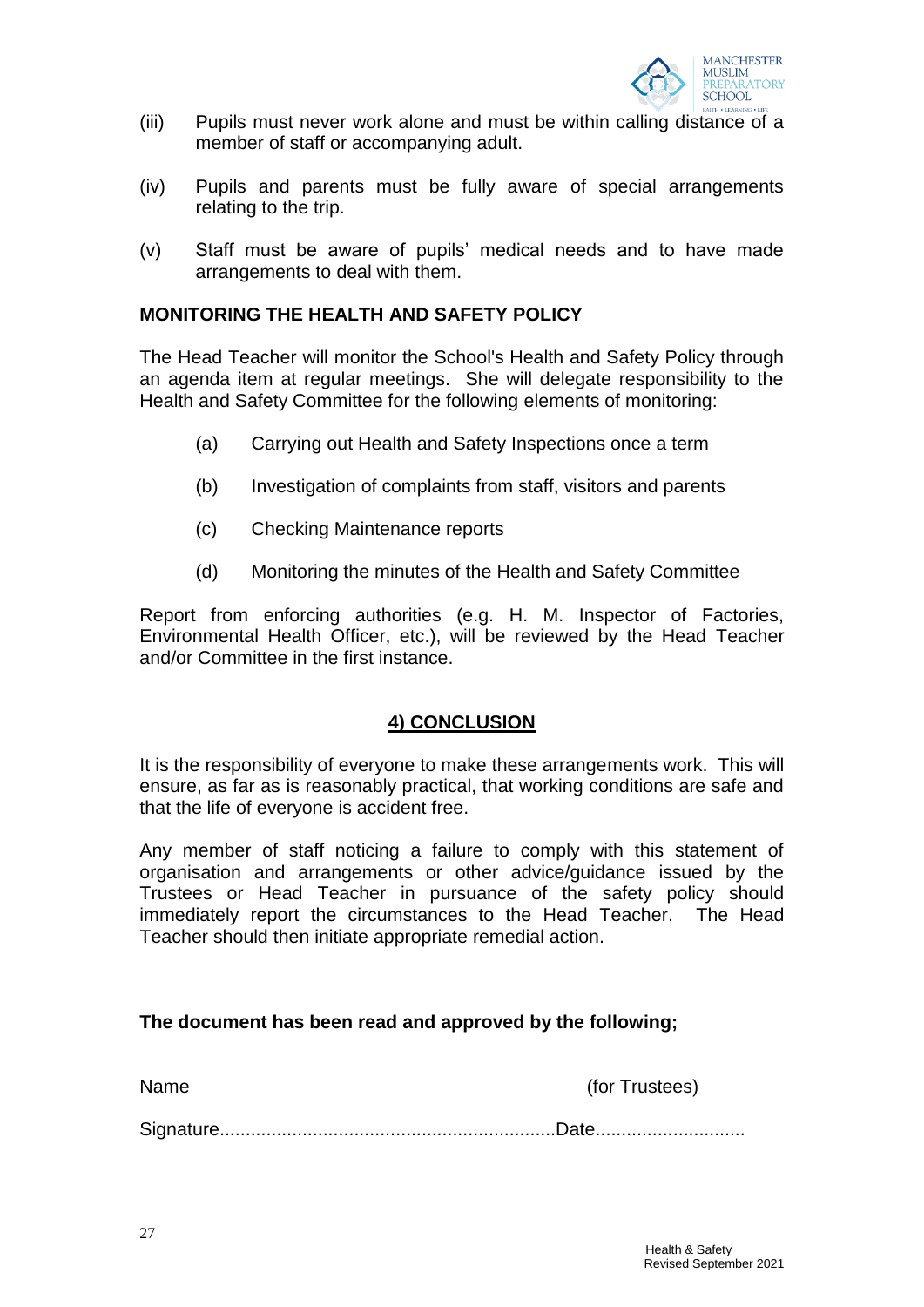(iii) Pupils must never work alone and must be within calling distance of a member of staff or accompanying adult.

(iv) Pupils and parents must be fully aware of special arrangements relating to the trip.

(v) Staff must be aware of pupils' medical needs and to have made arrangements to deal with them.

**MONITORING THE HEALTH AND SAFETY POLICY**

The Head Teacher will monitor the School's Health and Safety Policy through an agenda item at regular meetings. She will delegate responsibility to the Health and Safety Committee for the following elements of monitoring:

(a) Carrying out Health and Safety Inspections once a term

(b) Investigation of complaints from staff, visitors and parents

(c) Checking Maintenance reports

(d) Monitoring the minutes of the Health and Safety Committee

Report from enforcing authorities (e.g. H. M. Inspector of Factories, Environmental Health Officer, etc.), will be reviewed by the Head Teacher and/or Committee in the first instance.

## 4) CONCLUSION

It is the responsibility of everyone to make these arrangements work. This will ensure, as far as is reasonably practical, that working conditions are safe and that the life of everyone is accident free.

Any member of staff noticing a failure to comply with this statement of organisation and arrangements or other advice/guidance issued by the Trustees or Head Teacher in pursuance of the safety policy should immediately report the circumstances to the Head Teacher. The Head Teacher should then initiate appropriate remedial action.

**The document has been read and approved by the following;**

Name (for Trustees)

Signature.................................................................Date.............................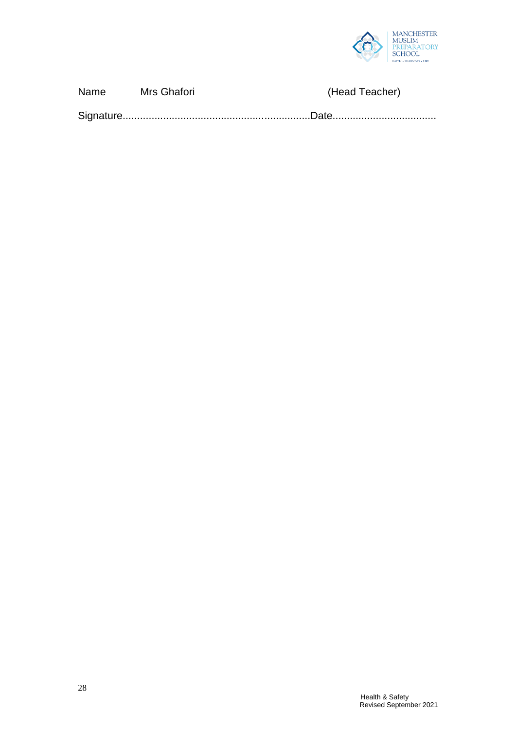Name Mrs Ghafori (Head Teacher)

Signature................................................................Date...................................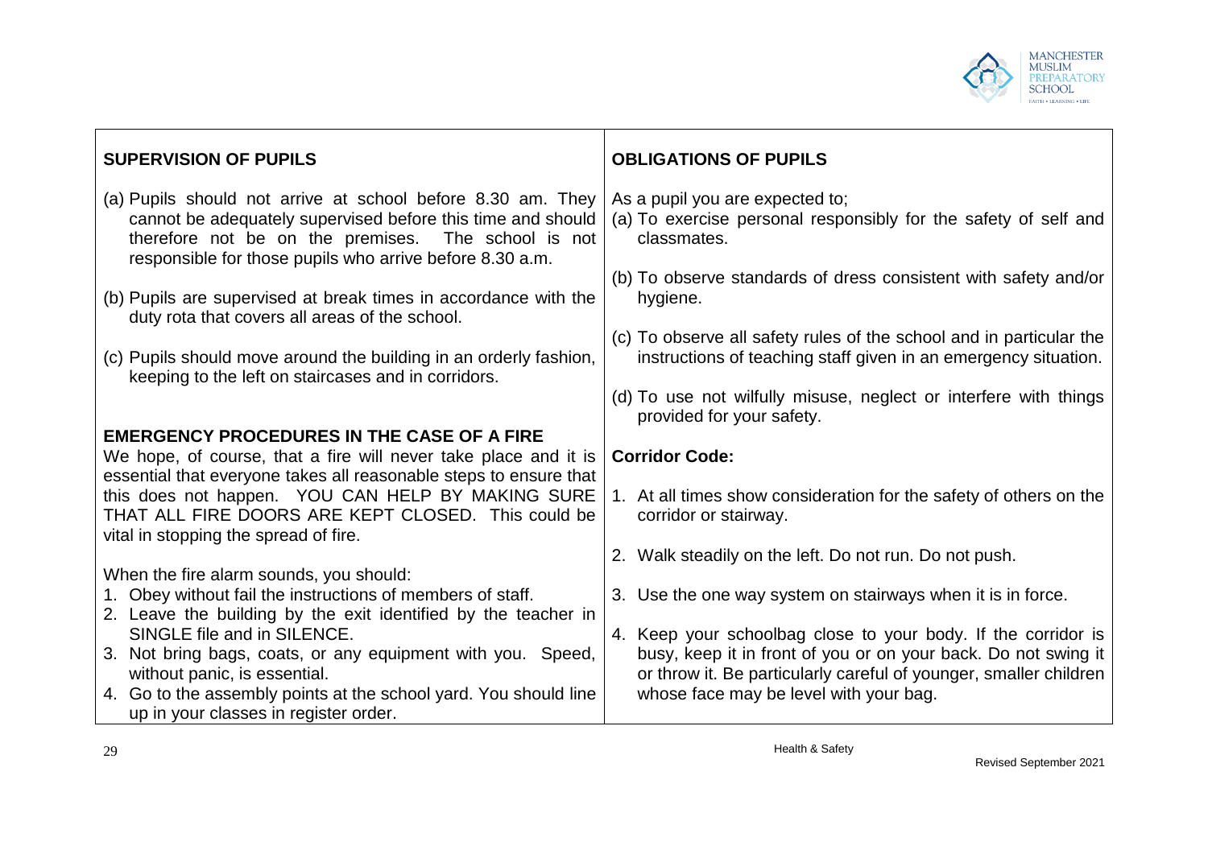## SUPERVISION OF PUPILS

(a) Pupils should not arrive at school before 8.30 am. They cannot be adequately supervised before this time and should therefore not be on the premises. The school is not responsible for those pupils who arrive before 8.30 a.m.

(b) Pupils are supervised at break times in accordance with the duty rota that covers all areas of the school.

(c) Pupils should move around the building in an orderly fashion, keeping to the left on staircases and in corridors.

## EMERGENCY PROCEDURES IN THE CASE OF A FIRE

We hope, of course, that a fire will never take place and it is essential that everyone takes all reasonable steps to ensure that this does not happen. YOU CAN HELP BY MAKING SURE THAT ALL FIRE DOORS ARE KEPT CLOSED. This could be vital in stopping the spread of fire.

When the fire alarm sounds, you should:

1. Obey without fail the instructions of members of staff.
2. Leave the building by the exit identified by the teacher in SINGLE file and in SILENCE.
3. Not bring bags, coats, or any equipment with you. Speed, without panic, is essential.
4. Go to the assembly points at the school yard. You should line up in your classes in register order.

## OBLIGATIONS OF PUPILS

As a pupil you are expected to;

(a) To exercise personal responsibly for the safety of self and classmates.

(b) To observe standards of dress consistent with safety and/or hygiene.

(c) To observe all safety rules of the school and in particular the instructions of teaching staff given in an emergency situation.

(d) To use not wilfully misuse, neglect or interfere with things provided for your safety.

**Corridor Code:**

1. At all times show consideration for the safety of others on the corridor or stairway.
2. Walk steadily on the left. Do not run. Do not push.
3. Use the one way system on stairways when it is in force.
4. Keep your schoolbag close to your body. If the corridor is busy, keep it in front of you or on your back. Do not swing it or throw it. Be particularly careful of younger, smaller children whose face may be level with your bag.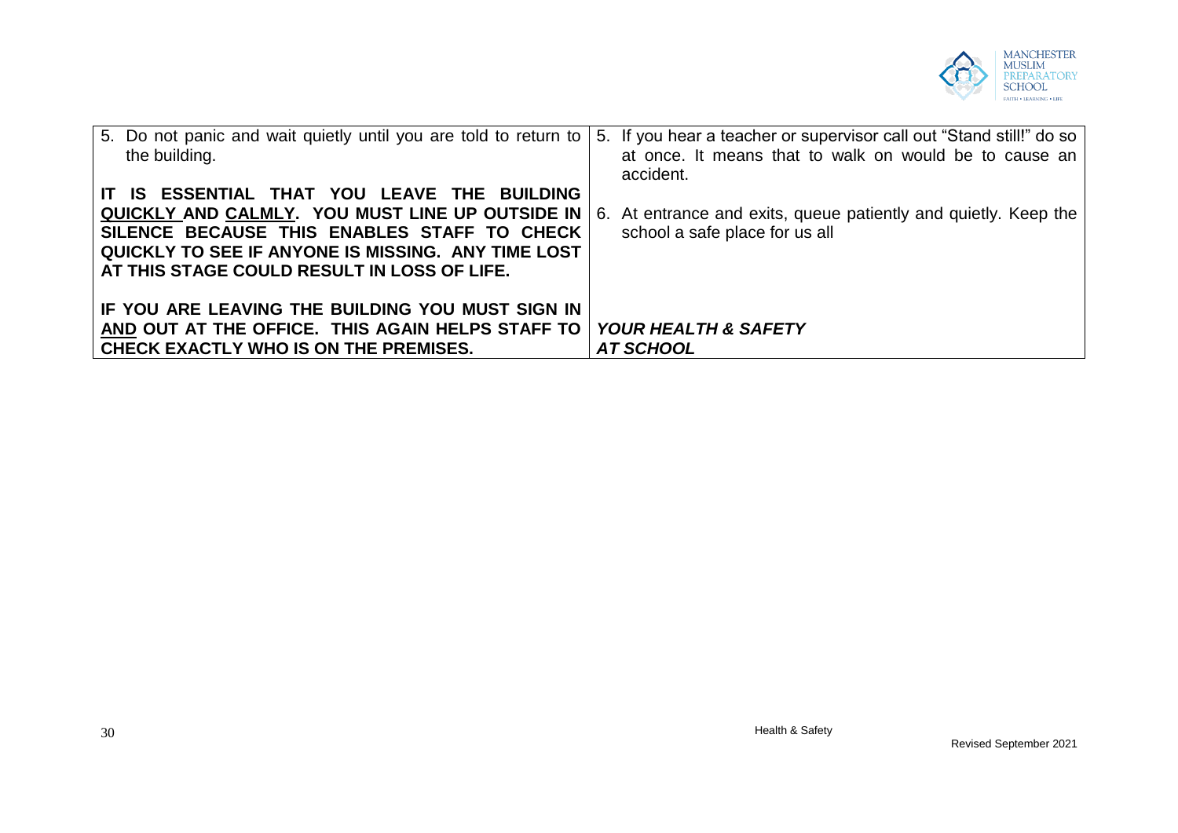5. Do not panic and wait quietly until you are told to return to the building.

**IT IS ESSENTIAL THAT YOU LEAVE THE BUILDING QUICKLY AND CALMLY. YOU MUST LINE UP OUTSIDE IN SILENCE BECAUSE THIS ENABLES STAFF TO CHECK QUICKLY TO SEE IF ANYONE IS MISSING. ANY TIME LOST AT THIS STAGE COULD RESULT IN LOSS OF LIFE.**

**IF YOU ARE LEAVING THE BUILDING YOU MUST SIGN IN AND OUT AT THE OFFICE. THIS AGAIN HELPS STAFF TO CHECK EXACTLY WHO IS ON THE PREMISES.**

5. If you hear a teacher or supervisor call out "Stand still!" do so at once. It means that to walk on would be to cause an accident.

6. At entrance and exits, queue patiently and quietly. Keep the school a safe place for us all

***YOUR HEALTH & SAFETY AT SCHOOL***